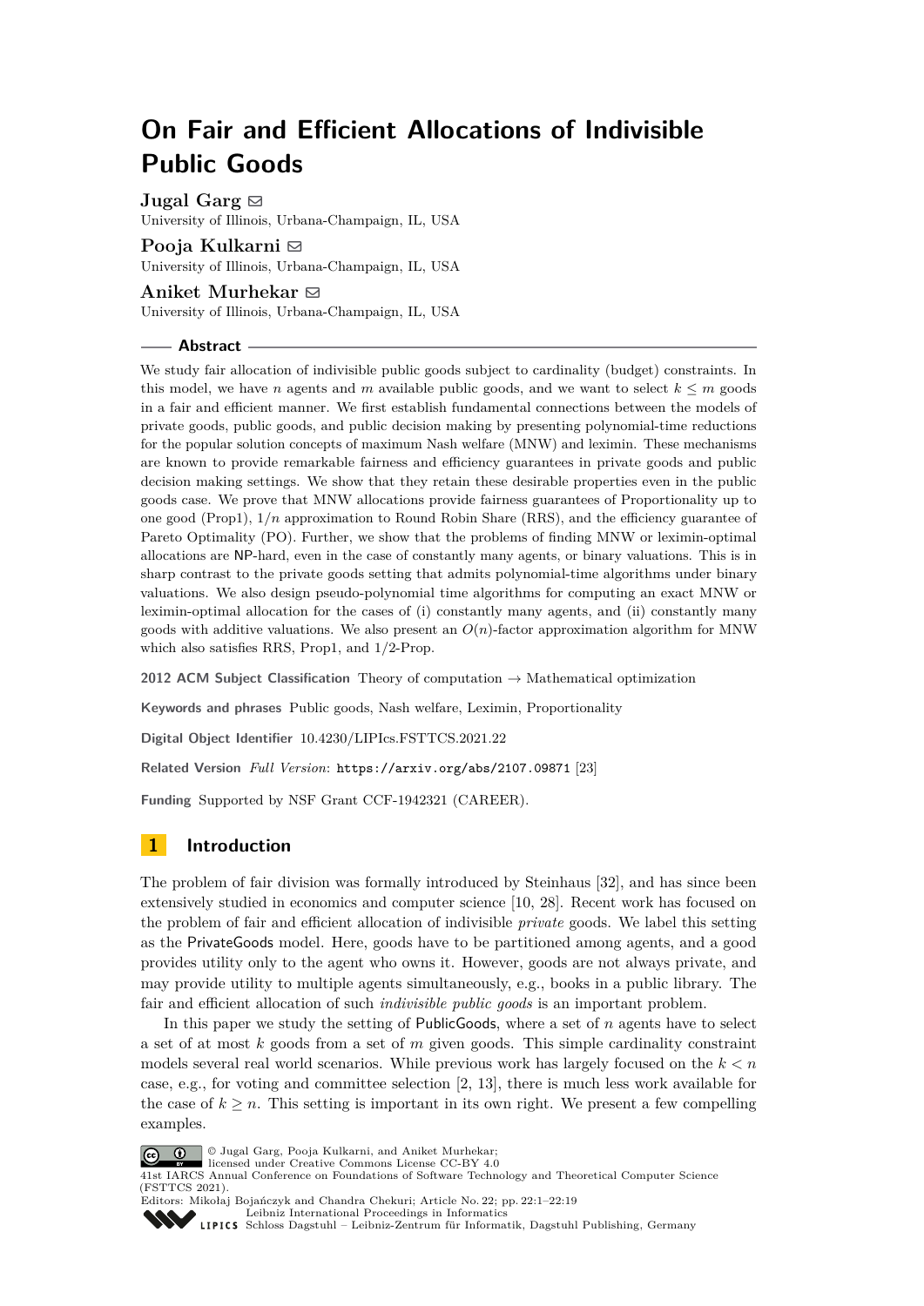# On Fair and Efficient Allocations of Indivisible Public Goods

**Jugal Garg**
University of Illinois, Urbana-Champaign, IL, USA

**Pooja Kulkarni**
University of Illinois, Urbana-Champaign, IL, USA

**Aniket Murhekar**
University of Illinois, Urbana-Champaign, IL, USA

## Abstract

We study fair allocation of indivisible public goods subject to cardinality (budget) constraints. In this model, we have $n$ agents and $m$ available public goods, and we want to select $k \leq m$ goods in a fair and efficient manner. We first establish fundamental connections between the models of private goods, public goods, and public decision making by presenting polynomial-time reductions for the popular solution concepts of maximum Nash welfare (MNW) and leximin. These mechanisms are known to provide remarkable fairness and efficiency guarantees in private goods and public decision making settings. We show that they retain these desirable properties even in the public goods case. We prove that MNW allocations provide fairness guarantees of Proportionality up to one good (Prop1), $1/n$ approximation to Round Robin Share (RRS), and the efficiency guarantee of Pareto Optimality (PO). Further, we show that the problems of finding MNW or leximin-optimal allocations are NP-hard, even in the case of constantly many agents, or binary valuations. This is in sharp contrast to the private goods setting that admits polynomial-time algorithms under binary valuations. We also design pseudo-polynomial time algorithms for computing an exact MNW or leximin-optimal allocation for the cases of (i) constantly many agents, and (ii) constantly many goods with additive valuations. We also present an $O(n)$-factor approximation algorithm for MNW which also satisfies RRS, Prop1, and 1/2-Prop.

**2012 ACM Subject Classification** Theory of computation → Mathematical optimization

**Keywords and phrases** Public goods, Nash welfare, Leximin, Proportionality

**Digital Object Identifier** 10.4230/LIPIcs.FSTTCS.2021.22

**Related Version** *Full Version*: https://arxiv.org/abs/2107.09871 [23]

**Funding** Supported by NSF Grant CCF-1942321 (CAREER).

## 1 Introduction

The problem of fair division was formally introduced by Steinhaus [32], and has since been extensively studied in economics and computer science [10, 28]. Recent work has focused on the problem of fair and efficient allocation of indivisible *private* goods. We label this setting as the PrivateGoods model. Here, goods have to be partitioned among agents, and a good provides utility only to the agent who owns it. However, goods are not always private, and may provide utility to multiple agents simultaneously, e.g., books in a public library. The fair and efficient allocation of such *indivisible public goods* is an important problem.

In this paper we study the setting of PublicGoods, where a set of $n$ agents have to select a set of at most $k$ goods from a set of $m$ given goods. This simple cardinality constraint models several real world scenarios. While previous work has largely focused on the $k < n$ case, e.g., for voting and committee selection [2, 13], there is much less work available for the case of $k \geq n$. This setting is important in its own right. We present a few compelling examples.

© Jugal Garg, Pooja Kulkarni, and Aniket Murhekar;
licensed under Creative Commons License CC-BY 4.0
41st IARCS Annual Conference on Foundations of Software Technology and Theoretical Computer Science (FSTTCS 2021).
Editors: Mikołaj Bojańczyk and Chandra Chekuri; Article No. 22; pp. 22:1–22:19
Leibniz International Proceedings in Informatics
Schloss Dagstuhl – Leibniz-Zentrum für Informatik, Dagstuhl Publishing, Germany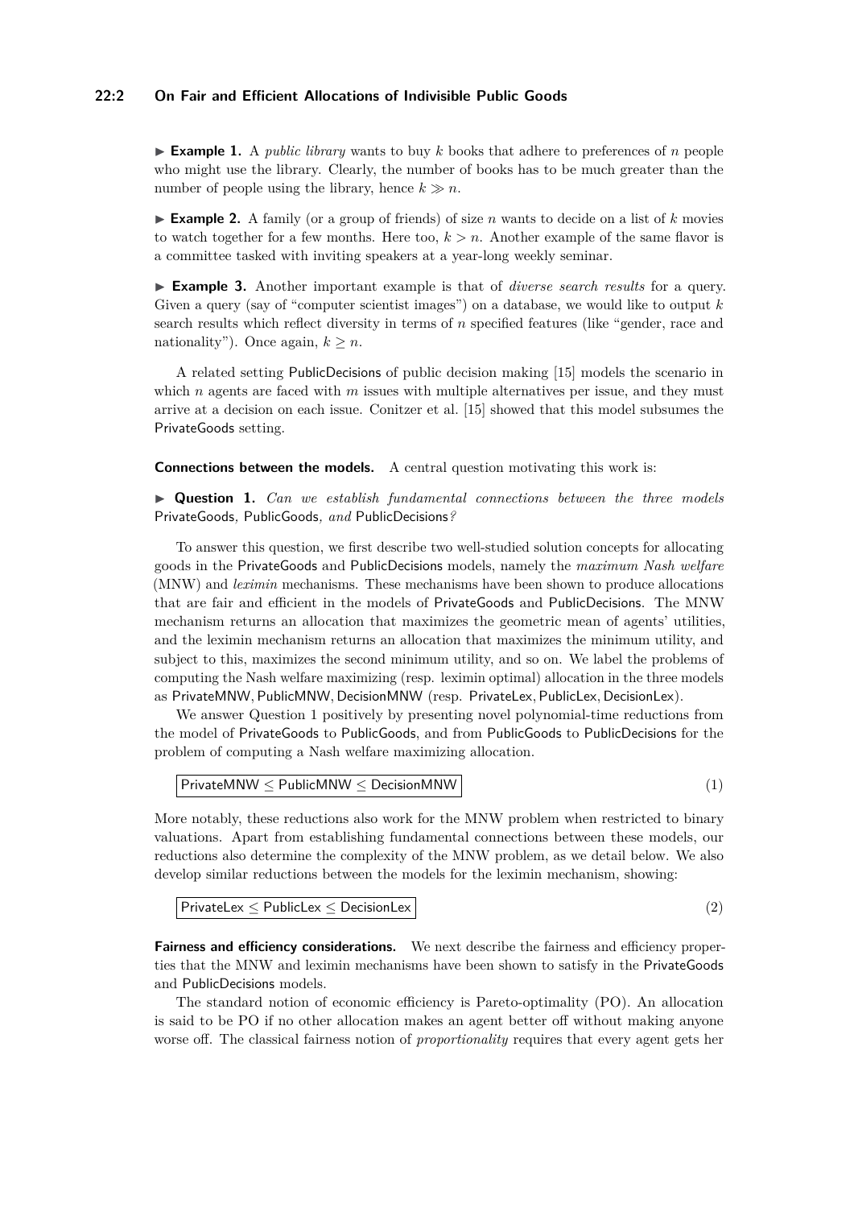► **Example 1.** A *public library* wants to buy $k$ books that adhere to preferences of $n$ people who might use the library. Clearly, the number of books has to be much greater than the number of people using the library, hence $k \gg n$.

► **Example 2.** A family (or a group of friends) of size $n$ wants to decide on a list of $k$ movies to watch together for a few months. Here too, $k > n$. Another example of the same flavor is a committee tasked with inviting speakers at a year-long weekly seminar.

► **Example 3.** Another important example is that of *diverse search results* for a query. Given a query (say of "computer scientist images") on a database, we would like to output $k$ search results which reflect diversity in terms of $n$ specified features (like "gender, race and nationality"). Once again, $k \geq n$.

A related setting PublicDecisions of public decision making [15] models the scenario in which $n$ agents are faced with $m$ issues with multiple alternatives per issue, and they must arrive at a decision on each issue. Conitzer et al. [15] showed that this model subsumes the PrivateGoods setting.

**Connections between the models.** A central question motivating this work is:

► **Question 1.** *Can we establish fundamental connections between the three models* PrivateGoods*,* PublicGoods*, and* PublicDecisions*?*

To answer this question, we first describe two well-studied solution concepts for allocating goods in the PrivateGoods and PublicDecisions models, namely the *maximum Nash welfare* (MNW) and *leximin* mechanisms. These mechanisms have been shown to produce allocations that are fair and efficient in the models of PrivateGoods and PublicDecisions. The MNW mechanism returns an allocation that maximizes the geometric mean of agents' utilities, and the leximin mechanism returns an allocation that maximizes the minimum utility, and subject to this, maximizes the second minimum utility, and so on. We label the problems of computing the Nash welfare maximizing (resp. leximin optimal) allocation in the three models as PrivateMNW, PublicMNW, DecisionMNW (resp. PrivateLex, PublicLex, DecisionLex).

We answer Question 1 positively by presenting novel polynomial-time reductions from the model of PrivateGoods to PublicGoods, and from PublicGoods to PublicDecisions for the problem of computing a Nash welfare maximizing allocation.

$$\boxed{\text{PrivateMNW} \leq \text{PublicMNW} \leq \text{DecisionMNW}} \tag{1}$$

More notably, these reductions also work for the MNW problem when restricted to binary valuations. Apart from establishing fundamental connections between these models, our reductions also determine the complexity of the MNW problem, as we detail below. We also develop similar reductions between the models for the leximin mechanism, showing:

$$\boxed{\text{PrivateLex} \leq \text{PublicLex} \leq \text{DecisionLex}} \tag{2}$$

**Fairness and efficiency considerations.** We next describe the fairness and efficiency properties that the MNW and leximin mechanisms have been shown to satisfy in the PrivateGoods and PublicDecisions models.

The standard notion of economic efficiency is Pareto-optimality (PO). An allocation is said to be PO if no other allocation makes an agent better off without making anyone worse off. The classical fairness notion of *proportionality* requires that every agent gets her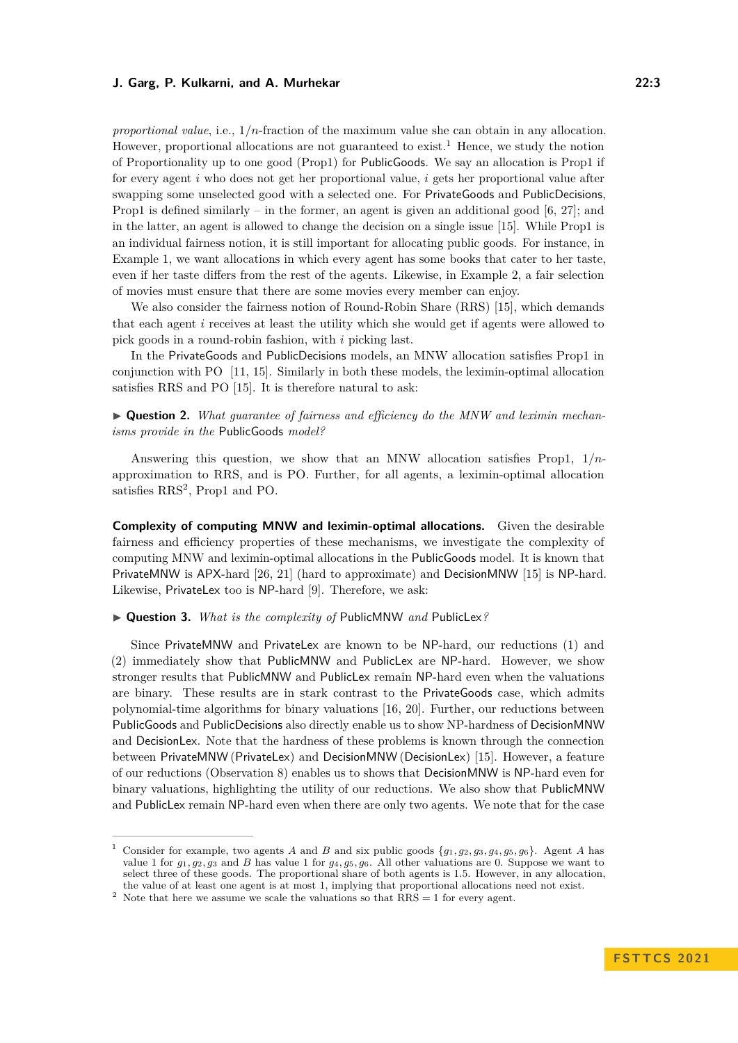*proportional value*, i.e., $1/n$-fraction of the maximum value she can obtain in any allocation. However, proportional allocations are not guaranteed to exist.[1] Hence, we study the notion of Proportionality up to one good (Prop1) for PublicGoods. We say an allocation is Prop1 if for every agent $i$ who does not get her proportional value, $i$ gets her proportional value after swapping some unselected good with a selected one. For PrivateGoods and PublicDecisions, Prop1 is defined similarly – in the former, an agent is given an additional good [6, 27]; and in the latter, an agent is allowed to change the decision on a single issue [15]. While Prop1 is an individual fairness notion, it is still important for allocating public goods. For instance, in Example 1, we want allocations in which every agent has some books that cater to her taste, even if her taste differs from the rest of the agents. Likewise, in Example 2, a fair selection of movies must ensure that there are some movies every member can enjoy.

We also consider the fairness notion of Round-Robin Share (RRS) [15], which demands that each agent $i$ receives at least the utility which she would get if agents were allowed to pick goods in a round-robin fashion, with $i$ picking last.

In the PrivateGoods and PublicDecisions models, an MNW allocation satisfies Prop1 in conjunction with PO [11, 15]. Similarly in both these models, the leximin-optimal allocation satisfies RRS and PO [15]. It is therefore natural to ask:

▶ **Question 2.** *What guarantee of fairness and efficiency do the MNW and leximin mechanisms provide in the* PublicGoods *model?*

Answering this question, we show that an MNW allocation satisfies Prop1, $1/n$-approximation to RRS, and is PO. Further, for all agents, a leximin-optimal allocation satisfies RRS[2], Prop1 and PO.

**Complexity of computing MNW and leximin-optimal allocations.** Given the desirable fairness and efficiency properties of these mechanisms, we investigate the complexity of computing MNW and leximin-optimal allocations in the PublicGoods model. It is known that PrivateMNW is APX-hard [26, 21] (hard to approximate) and DecisionMNW [15] is NP-hard. Likewise, PrivateLex too is NP-hard [9]. Therefore, we ask:

▶ **Question 3.** *What is the complexity of* PublicMNW *and* PublicLex*?*

Since PrivateMNW and PrivateLex are known to be NP-hard, our reductions (1) and (2) immediately show that PublicMNW and PublicLex are NP-hard. However, we show stronger results that PublicMNW and PublicLex remain NP-hard even when the valuations are binary. These results are in stark contrast to the PrivateGoods case, which admits polynomial-time algorithms for binary valuations [16, 20]. Further, our reductions between PublicGoods and PublicDecisions also directly enable us to show NP-hardness of DecisionMNW and DecisionLex. Note that the hardness of these problems is known through the connection between PrivateMNW (PrivateLex) and DecisionMNW (DecisionLex) [15]. However, a feature of our reductions (Observation 8) enables us to shows that DecisionMNW is NP-hard even for binary valuations, highlighting the utility of our reductions. We also show that PublicMNW and PublicLex remain NP-hard even when there are only two agents. We note that for the case

---

[1] Consider for example, two agents $A$ and $B$ and six public goods $\{g_1, g_2, g_3, g_4, g_5, g_6\}$. Agent $A$ has value 1 for $g_1, g_2, g_3$ and $B$ has value 1 for $g_4, g_5, g_6$. All other valuations are 0. Suppose we want to select three of these goods. The proportional share of both agents is 1.5. However, in any allocation, the value of at least one agent is at most 1, implying that proportional allocations need not exist.

[2] Note that here we assume we scale the valuations so that RRS $= 1$ for every agent.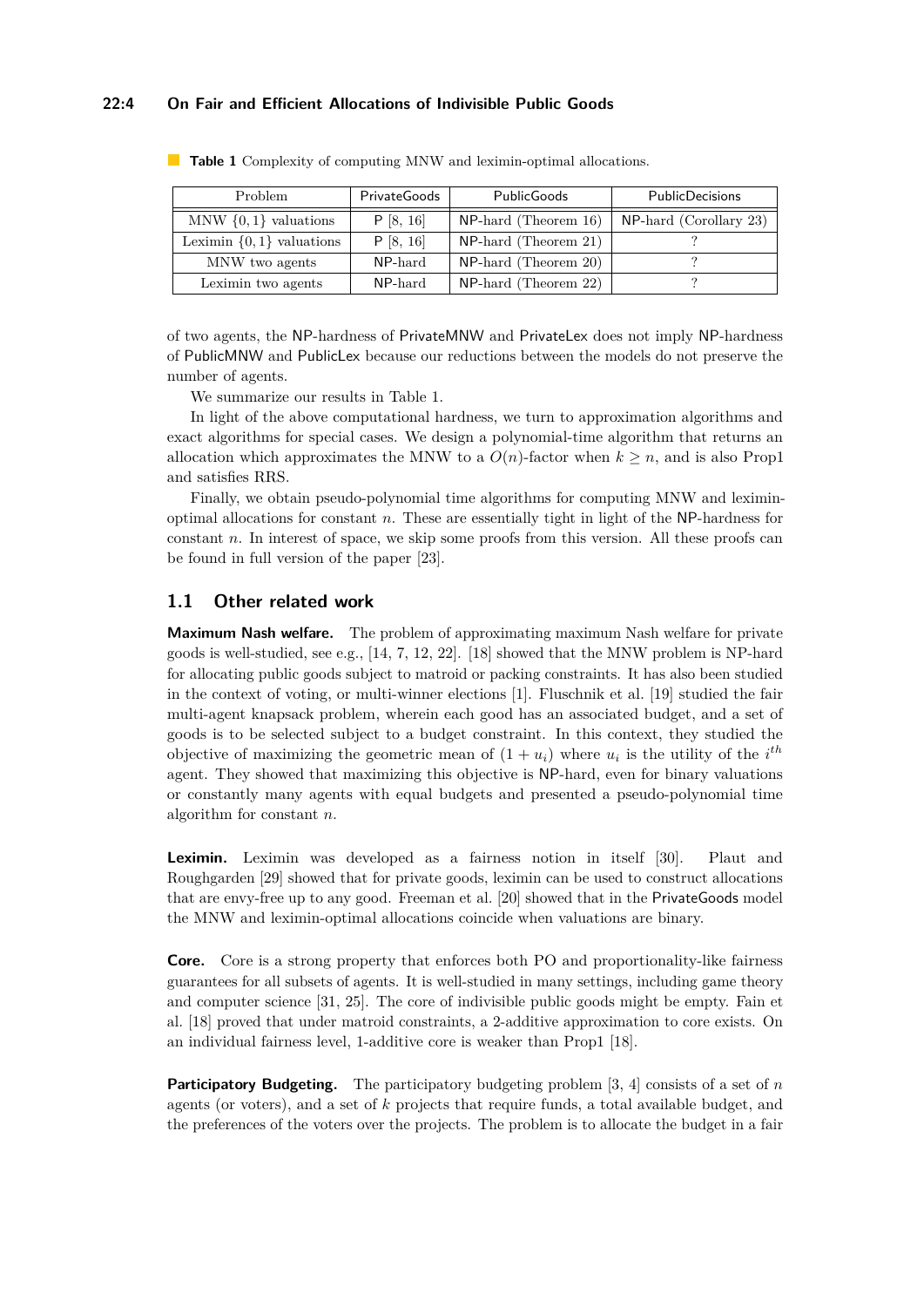**Table 1** Complexity of computing MNW and leximin-optimal allocations.

| Problem | PrivateGoods | PublicGoods | PublicDecisions |
|---|---|---|---|
| MNW $\{0,1\}$ valuations | P [8, 16] | NP-hard (Theorem 16) | NP-hard (Corollary 23) |
| Leximin $\{0,1\}$ valuations | P [8, 16] | NP-hard (Theorem 21) | ? |
| MNW two agents | NP-hard | NP-hard (Theorem 20) | ? |
| Leximin two agents | NP-hard | NP-hard (Theorem 22) | ? |

of two agents, the NP-hardness of PrivateMNW and PrivateLex does not imply NP-hardness of PublicMNW and PublicLex because our reductions between the models do not preserve the number of agents.

We summarize our results in Table 1.

In light of the above computational hardness, we turn to approximation algorithms and exact algorithms for special cases. We design a polynomial-time algorithm that returns an allocation which approximates the MNW to a $O(n)$-factor when $k \geq n$, and is also Prop1 and satisfies RRS.

Finally, we obtain pseudo-polynomial time algorithms for computing MNW and leximin-optimal allocations for constant $n$. These are essentially tight in light of the NP-hardness for constant $n$. In interest of space, we skip some proofs from this version. All these proofs can be found in full version of the paper [23].

## 1.1 Other related work

**Maximum Nash welfare.** The problem of approximating maximum Nash welfare for private goods is well-studied, see e.g., [14, 7, 12, 22]. [18] showed that the MNW problem is NP-hard for allocating public goods subject to matroid or packing constraints. It has also been studied in the context of voting, or multi-winner elections [1]. Fluschnik et al. [19] studied the fair multi-agent knapsack problem, wherein each good has an associated budget, and a set of goods is to be selected subject to a budget constraint. In this context, they studied the objective of maximizing the geometric mean of $(1 + u_i)$ where $u_i$ is the utility of the $i^{th}$ agent. They showed that maximizing this objective is NP-hard, even for binary valuations or constantly many agents with equal budgets and presented a pseudo-polynomial time algorithm for constant $n$.

**Leximin.** Leximin was developed as a fairness notion in itself [30]. Plaut and Roughgarden [29] showed that for private goods, leximin can be used to construct allocations that are envy-free up to any good. Freeman et al. [20] showed that in the PrivateGoods model the MNW and leximin-optimal allocations coincide when valuations are binary.

**Core.** Core is a strong property that enforces both PO and proportionality-like fairness guarantees for all subsets of agents. It is well-studied in many settings, including game theory and computer science [31, 25]. The core of indivisible public goods might be empty. Fain et al. [18] proved that under matroid constraints, a 2-additive approximation to core exists. On an individual fairness level, 1-additive core is weaker than Prop1 [18].

**Participatory Budgeting.** The participatory budgeting problem [3, 4] consists of a set of $n$ agents (or voters), and a set of $k$ projects that require funds, a total available budget, and the preferences of the voters over the projects. The problem is to allocate the budget in a fair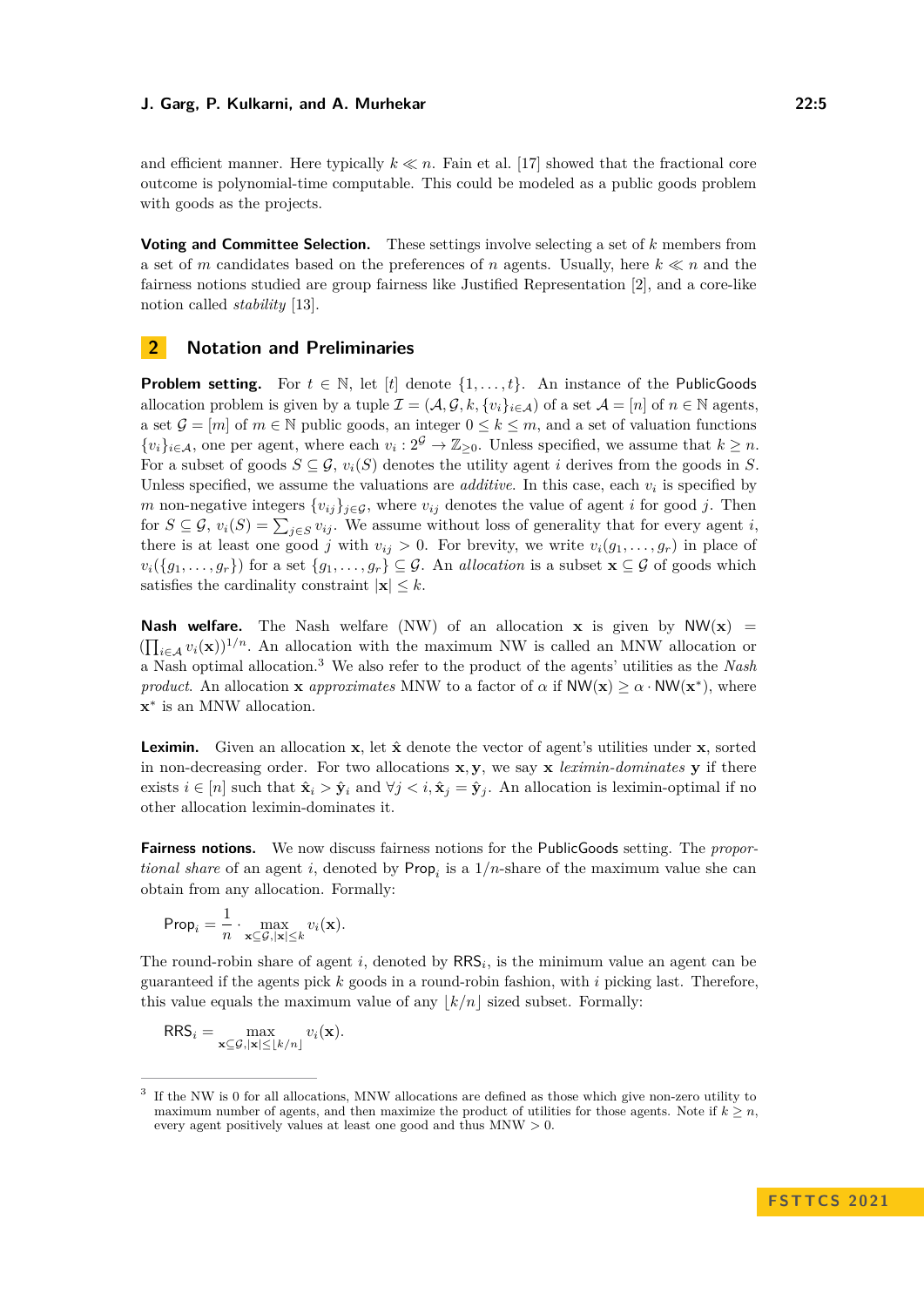and efficient manner. Here typically $k \ll n$. Fain et al. [17] showed that the fractional core outcome is polynomial-time computable. This could be modeled as a public goods problem with goods as the projects.

**Voting and Committee Selection.** These settings involve selecting a set of $k$ members from a set of $m$ candidates based on the preferences of $n$ agents. Usually, here $k \ll n$ and the fairness notions studied are group fairness like Justified Representation [2], and a core-like notion called *stability* [13].

## 2 Notation and Preliminaries

**Problem setting.** For $t \in \mathbb{N}$, let $[t]$ denote $\{1, \ldots, t\}$. An instance of the PublicGoods allocation problem is given by a tuple $\mathcal{I} = (\mathcal{A}, \mathcal{G}, k, \{v_i\}_{i \in \mathcal{A}})$ of a set $\mathcal{A} = [n]$ of $n \in \mathbb{N}$ agents, a set $\mathcal{G} = [m]$ of $m \in \mathbb{N}$ public goods, an integer $0 \leq k \leq m$, and a set of valuation functions $\{v_i\}_{i \in \mathcal{A}}$, one per agent, where each $v_i : 2^{\mathcal{G}} \to \mathbb{Z}_{\geq 0}$. Unless specified, we assume that $k \geq n$. For a subset of goods $S \subseteq \mathcal{G}$, $v_i(S)$ denotes the utility agent $i$ derives from the goods in $S$. Unless specified, we assume the valuations are *additive*. In this case, each $v_i$ is specified by $m$ non-negative integers $\{v_{ij}\}_{j \in \mathcal{G}}$, where $v_{ij}$ denotes the value of agent $i$ for good $j$. Then for $S \subseteq \mathcal{G}$, $v_i(S) = \sum_{j \in S} v_{ij}$. We assume without loss of generality that for every agent $i$, there is at least one good $j$ with $v_{ij} > 0$. For brevity, we write $v_i(g_1, \ldots, g_r)$ in place of $v_i(\{g_1, \ldots, g_r\})$ for a set $\{g_1, \ldots, g_r\} \subseteq \mathcal{G}$. An *allocation* is a subset $\mathbf{x} \subseteq \mathcal{G}$ of goods which satisfies the cardinality constraint $|\mathbf{x}| \leq k$.

**Nash welfare.** The Nash welfare (NW) of an allocation $\mathbf{x}$ is given by $\mathsf{NW}(\mathbf{x}) = (\prod_{i \in \mathcal{A}} v_i(\mathbf{x}))^{1/n}$. An allocation with the maximum NW is called an MNW allocation or a Nash optimal allocation.[3] We also refer to the product of the agents' utilities as the *Nash product*. An allocation $\mathbf{x}$ *approximates* MNW to a factor of $\alpha$ if $\mathsf{NW}(\mathbf{x}) \geq \alpha \cdot \mathsf{NW}(\mathbf{x}^*)$, where $\mathbf{x}^*$ is an MNW allocation.

**Leximin.** Given an allocation $\mathbf{x}$, let $\hat{\mathbf{x}}$ denote the vector of agent's utilities under $\mathbf{x}$, sorted in non-decreasing order. For two allocations $\mathbf{x}, \mathbf{y}$, we say $\mathbf{x}$ *leximin-dominates* $\mathbf{y}$ if there exists $i \in [n]$ such that $\hat{\mathbf{x}}_i > \hat{\mathbf{y}}_i$ and $\forall j < i, \hat{\mathbf{x}}_j = \hat{\mathbf{y}}_j$. An allocation is leximin-optimal if no other allocation leximin-dominates it.

**Fairness notions.** We now discuss fairness notions for the PublicGoods setting. The *proportional share* of an agent $i$, denoted by $\mathsf{Prop}_i$ is a $1/n$-share of the maximum value she can obtain from any allocation. Formally:

$$\mathsf{Prop}_i = \frac{1}{n} \cdot \max_{\mathbf{x} \subseteq \mathcal{G}, |\mathbf{x}| \leq k} v_i(\mathbf{x}).$$

The round-robin share of agent $i$, denoted by $\mathsf{RRS}_i$, is the minimum value an agent can be guaranteed if the agents pick $k$ goods in a round-robin fashion, with $i$ picking last. Therefore, this value equals the maximum value of any $\lfloor k/n \rfloor$ sized subset. Formally:

$$\mathsf{RRS}_i = \max_{\mathbf{x} \subseteq \mathcal{G}, |\mathbf{x}| \leq \lfloor k/n \rfloor} v_i(\mathbf{x}).$$

[3] If the NW is 0 for all allocations, MNW allocations are defined as those which give non-zero utility to maximum number of agents, and then maximize the product of utilities for those agents. Note if $k \geq n$, every agent positively values at least one good and thus MNW $> 0$.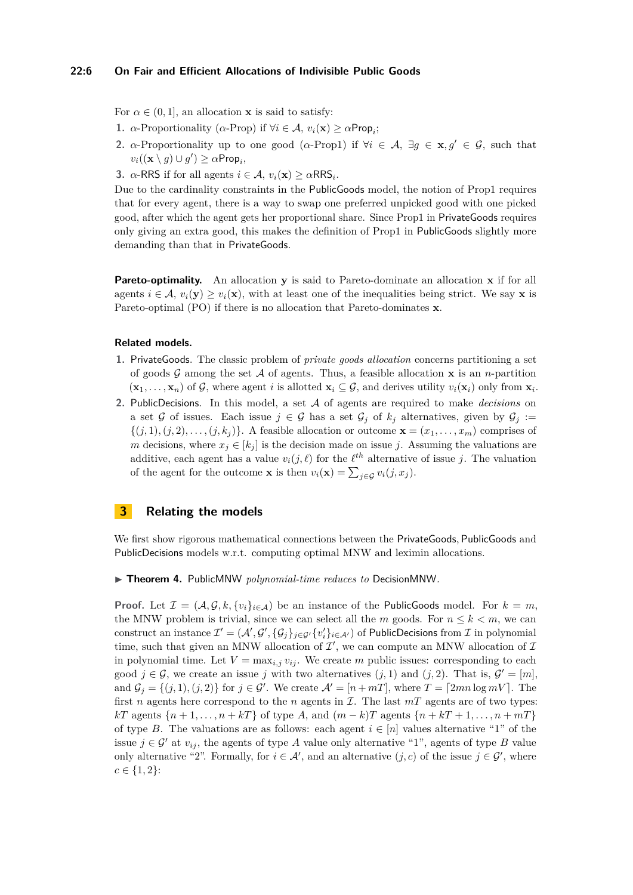For $\alpha \in (0, 1]$, an allocation $\mathbf{x}$ is said to satisfy:

1. $\alpha$-Proportionality ($\alpha$-Prop) if $\forall i \in \mathcal{A}$, $v_i(\mathbf{x}) \geq \alpha \mathsf{Prop}_i$;
2. $\alpha$-Proportionality up to one good ($\alpha$-Prop1) if $\forall i \in \mathcal{A}$, $\exists g \in \mathbf{x}, g' \in \mathcal{G}$, such that $v_i((\mathbf{x} \setminus g) \cup g') \geq \alpha \mathsf{Prop}_i$,
3. $\alpha$-RRS if for all agents $i \in \mathcal{A}$, $v_i(\mathbf{x}) \geq \alpha \mathsf{RRS}_i$.

Due to the cardinality constraints in the PublicGoods model, the notion of Prop1 requires that for every agent, there is a way to swap one preferred unpicked good with one picked good, after which the agent gets her proportional share. Since Prop1 in PrivateGoods requires only giving an extra good, this makes the definition of Prop1 in PublicGoods slightly more demanding than that in PrivateGoods.

**Pareto-optimality.** An allocation $\mathbf{y}$ is said to Pareto-dominate an allocation $\mathbf{x}$ if for all agents $i \in \mathcal{A}$, $v_i(\mathbf{y}) \geq v_i(\mathbf{x})$, with at least one of the inequalities being strict. We say $\mathbf{x}$ is Pareto-optimal (PO) if there is no allocation that Pareto-dominates $\mathbf{x}$.

**Related models.**

1. PrivateGoods. The classic problem of *private goods allocation* concerns partitioning a set of goods $\mathcal{G}$ among the set $\mathcal{A}$ of agents. Thus, a feasible allocation $\mathbf{x}$ is an $n$-partition $(\mathbf{x}_1, \ldots, \mathbf{x}_n)$ of $\mathcal{G}$, where agent $i$ is allotted $\mathbf{x}_i \subseteq \mathcal{G}$, and derives utility $v_i(\mathbf{x}_i)$ only from $\mathbf{x}_i$.
2. PublicDecisions. In this model, a set $\mathcal{A}$ of agents are required to make *decisions* on a set $\mathcal{G}$ of issues. Each issue $j \in \mathcal{G}$ has a set $\mathcal{G}_j$ of $k_j$ alternatives, given by $\mathcal{G}_j := \{(j,1), (j,2), \ldots, (j,k_j)\}$. A feasible allocation or outcome $\mathbf{x} = (x_1, \ldots, x_m)$ comprises of $m$ decisions, where $x_j \in [k_j]$ is the decision made on issue $j$. Assuming the valuations are additive, each agent has a value $v_i(j, \ell)$ for the $\ell^{th}$ alternative of issue $j$. The valuation of the agent for the outcome $\mathbf{x}$ is then $v_i(\mathbf{x}) = \sum_{j \in \mathcal{G}} v_i(j, x_j)$.

## 3 Relating the models

We first show rigorous mathematical connections between the PrivateGoods, PublicGoods and PublicDecisions models w.r.t. computing optimal MNW and leximin allocations.

▶ **Theorem 4.** PublicMNW *polynomial-time reduces to* DecisionMNW.

**Proof.** Let $\mathcal{I} = (\mathcal{A}, \mathcal{G}, k, \{v_i\}_{i \in \mathcal{A}})$ be an instance of the PublicGoods model. For $k = m$, the MNW problem is trivial, since we can select all the $m$ goods. For $n \leq k < m$, we can construct an instance $\mathcal{I}' = (\mathcal{A}', \mathcal{G}', \{\mathcal{G}_j\}_{j \in \mathcal{G}'} \{v'_i\}_{i \in \mathcal{A}'})$ of PublicDecisions from $\mathcal{I}$ in polynomial time, such that given an MNW allocation of $\mathcal{I}'$, we can compute an MNW allocation of $\mathcal{I}$ in polynomial time. Let $V = \max_{i,j} v_{ij}$. We create $m$ public issues: corresponding to each good $j \in \mathcal{G}$, we create an issue $j$ with two alternatives $(j, 1)$ and $(j, 2)$. That is, $\mathcal{G}' = [m]$, and $\mathcal{G}_j = \{(j,1), (j,2)\}$ for $j \in \mathcal{G}'$. We create $\mathcal{A}' = [n + mT]$, where $T = \lceil 2mn \log mV \rceil$. The first $n$ agents here correspond to the $n$ agents in $\mathcal{I}$. The last $mT$ agents are of two types: $kT$ agents $\{n+1, \ldots, n+kT\}$ of type $A$, and $(m-k)T$ agents $\{n+kT+1, \ldots, n+mT\}$ of type $B$. The valuations are as follows: each agent $i \in [n]$ values alternative "1" of the issue $j \in \mathcal{G}'$ at $v_{ij}$, the agents of type $A$ value only alternative "1", agents of type $B$ value only alternative "2". Formally, for $i \in \mathcal{A}'$, and an alternative $(j, c)$ of the issue $j \in \mathcal{G}'$, where $c \in \{1, 2\}$: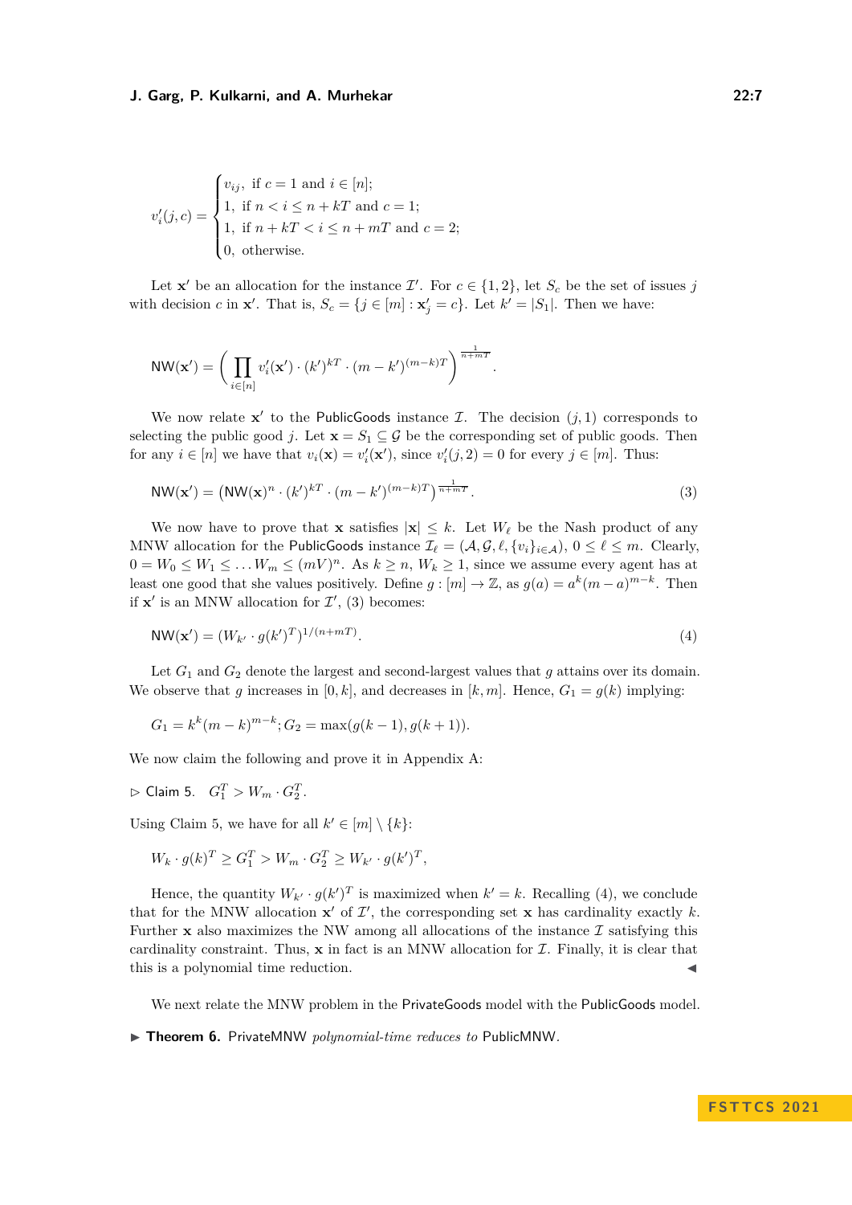$$v'_i(j,c) = \begin{cases} v_{ij}, \text{ if } c = 1 \text{ and } i \in [n]; \\ 1, \text{ if } n < i \leq n + kT \text{ and } c = 1; \\ 1, \text{ if } n + kT < i \leq n + mT \text{ and } c = 2; \\ 0, \text{ otherwise.} \end{cases}$$

Let $\mathbf{x}'$ be an allocation for the instance $\mathcal{I}'$. For $c \in \{1,2\}$, let $S_c$ be the set of issues $j$ with decision $c$ in $\mathbf{x}'$. That is, $S_c = \{j \in [m] : \mathbf{x}'_j = c\}$. Let $k' = |S_1|$. Then we have:

$$\mathsf{NW}(\mathbf{x}') = \left( \prod_{i \in [n]} v'_i(\mathbf{x}') \cdot (k')^{kT} \cdot (m-k')^{(m-k)T} \right)^{\frac{1}{n+mT}}.$$

We now relate $\mathbf{x}'$ to the PublicGoods instance $\mathcal{I}$. The decision $(j,1)$ corresponds to selecting the public good $j$. Let $\mathbf{x} = S_1 \subseteq \mathcal{G}$ be the corresponding set of public goods. Then for any $i \in [n]$ we have that $v_i(\mathbf{x}) = v'_i(\mathbf{x}')$, since $v'_i(j,2) = 0$ for every $j \in [m]$. Thus:

$$\mathsf{NW}(\mathbf{x}') = \left(\mathsf{NW}(\mathbf{x})^n \cdot (k')^{kT} \cdot (m-k')^{(m-k)T}\right)^{\frac{1}{n+mT}}. \tag{3}$$

We now have to prove that $\mathbf{x}$ satisfies $|\mathbf{x}| \leq k$. Let $W_\ell$ be the Nash product of any MNW allocation for the PublicGoods instance $\mathcal{I}_\ell = (\mathcal{A}, \mathcal{G}, \ell, \{v_i\}_{i \in \mathcal{A}})$, $0 \leq \ell \leq m$. Clearly, $0 = W_0 \leq W_1 \leq \ldots W_m \leq (mV)^n$. As $k \geq n$, $W_k \geq 1$, since we assume every agent has at least one good that she values positively. Define $g : [m] \to \mathbb{Z}$, as $g(a) = a^k(m-a)^{m-k}$. Then if $\mathbf{x}'$ is an MNW allocation for $\mathcal{I}'$, (3) becomes:

$$\mathsf{NW}(\mathbf{x}') = (W_{k'} \cdot g(k')^T)^{1/(n+mT)}. \tag{4}$$

Let $G_1$ and $G_2$ denote the largest and second-largest values that $g$ attains over its domain. We observe that $g$ increases in $[0,k]$, and decreases in $[k,m]$. Hence, $G_1 = g(k)$ implying:

$$G_1 = k^k(m-k)^{m-k}; G_2 = \max(g(k-1), g(k+1)).$$

We now claim the following and prove it in Appendix A:

▷ Claim 5. $G_1^T > W_m \cdot G_2^T$.

Using Claim 5, we have for all $k' \in [m] \setminus \{k\}$:

$$W_k \cdot g(k)^T \geq G_1^T > W_m \cdot G_2^T \geq W_{k'} \cdot g(k')^T,$$

Hence, the quantity $W_{k'} \cdot g(k')^T$ is maximized when $k' = k$. Recalling (4), we conclude that for the MNW allocation $\mathbf{x}'$ of $\mathcal{I}'$, the corresponding set $\mathbf{x}$ has cardinality exactly $k$. Further $\mathbf{x}$ also maximizes the NW among all allocations of the instance $\mathcal{I}$ satisfying this cardinality constraint. Thus, $\mathbf{x}$ in fact is an MNW allocation for $\mathcal{I}$. Finally, it is clear that this is a polynomial time reduction. ◀

We next relate the MNW problem in the PrivateGoods model with the PublicGoods model.

▶ **Theorem 6.** PrivateMNW *polynomial-time reduces to* PublicMNW.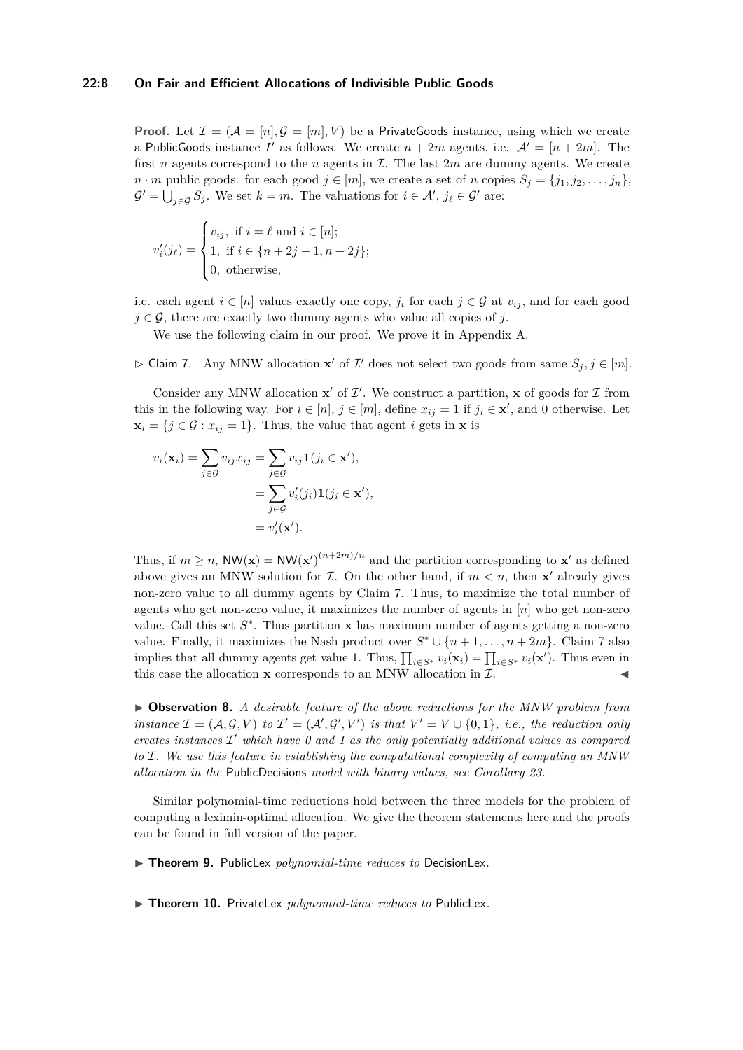**Proof.** Let $\mathcal{I} = (\mathcal{A} = [n], \mathcal{G} = [m], V)$ be a PrivateGoods instance, using which we create a PublicGoods instance $I'$ as follows. We create $n + 2m$ agents, i.e. $\mathcal{A}' = [n + 2m]$. The first $n$ agents correspond to the $n$ agents in $\mathcal{I}$. The last $2m$ are dummy agents. We create $n \cdot m$ public goods: for each good $j \in [m]$, we create a set of $n$ copies $S_j = \{j_1, j_2, \ldots, j_n\}$, $\mathcal{G}' = \bigcup_{j \in \mathcal{G}} S_j$. We set $k = m$. The valuations for $i \in \mathcal{A}'$, $j_\ell \in \mathcal{G}'$ are:

$$
v'_i(j_\ell) = \begin{cases} v_{ij}, \text{ if } i = \ell \text{ and } i \in [n]; \\ 1, \text{ if } i \in \{n + 2j - 1, n + 2j\}; \\ 0, \text{ otherwise,} \end{cases}
$$

i.e. each agent $i \in [n]$ values exactly one copy, $j_i$ for each $j \in \mathcal{G}$ at $v_{ij}$, and for each good $j \in \mathcal{G}$, there are exactly two dummy agents who value all copies of $j$.

We use the following claim in our proof. We prove it in Appendix A.

▷ Claim 7. Any MNW allocation $\mathbf{x}'$ of $\mathcal{I}'$ does not select two goods from same $S_j, j \in [m]$.

Consider any MNW allocation $\mathbf{x}'$ of $\mathcal{I}'$. We construct a partition, $\mathbf{x}$ of goods for $\mathcal{I}$ from this in the following way. For $i \in [n]$, $j \in [m]$, define $x_{ij} = 1$ if $j_i \in \mathbf{x}'$, and 0 otherwise. Let $\mathbf{x}_i = \{j \in \mathcal{G} : x_{ij} = 1\}$. Thus, the value that agent $i$ gets in $\mathbf{x}$ is

$$
\begin{aligned}
v_i(\mathbf{x}_i) = \sum_{j \in \mathcal{G}} v_{ij} x_{ij} &= \sum_{j \in \mathcal{G}} v_{ij} \mathbf{1}(j_i \in \mathbf{x}'), \\
&= \sum_{j \in \mathcal{G}} v'_i(j_i) \mathbf{1}(j_i \in \mathbf{x}'), \\
&= v'_i(\mathbf{x}').
\end{aligned}
$$

Thus, if $m \geq n$, $\mathsf{NW}(\mathbf{x}) = \mathsf{NW}(\mathbf{x}')^{(n+2m)/n}$ and the partition corresponding to $\mathbf{x}'$ as defined above gives an MNW solution for $\mathcal{I}$. On the other hand, if $m < n$, then $\mathbf{x}'$ already gives non-zero value to all dummy agents by Claim 7. Thus, to maximize the total number of agents who get non-zero value, it maximizes the number of agents in $[n]$ who get non-zero value. Call this set $S^*$. Thus partition $\mathbf{x}$ has maximum number of agents getting a non-zero value. Finally, it maximizes the Nash product over $S^* \cup \{n+1, \ldots, n+2m\}$. Claim 7 also implies that all dummy agents get value 1. Thus, $\prod_{i \in S^*} v_i(\mathbf{x}_i) = \prod_{i \in S^*} v_i(\mathbf{x}')$. Thus even in this case the allocation $\mathbf{x}$ corresponds to an MNW allocation in $\mathcal{I}$. ◀

▶ **Observation 8.** *A desirable feature of the above reductions for the MNW problem from instance $\mathcal{I} = (\mathcal{A}, \mathcal{G}, V)$ to $\mathcal{I}' = (\mathcal{A}', \mathcal{G}', V')$ is that $V' = V \cup \{0, 1\}$, i.e., the reduction only creates instances $\mathcal{I}'$ which have 0 and 1 as the only potentially additional values as compared to $\mathcal{I}$. We use this feature in establishing the computational complexity of computing an MNW allocation in the* PublicDecisions *model with binary values, see Corollary 23.*

Similar polynomial-time reductions hold between the three models for the problem of computing a leximin-optimal allocation. We give the theorem statements here and the proofs can be found in full version of the paper.

▶ **Theorem 9.** PublicLex *polynomial-time reduces to* DecisionLex.

▶ **Theorem 10.** PrivateLex *polynomial-time reduces to* PublicLex.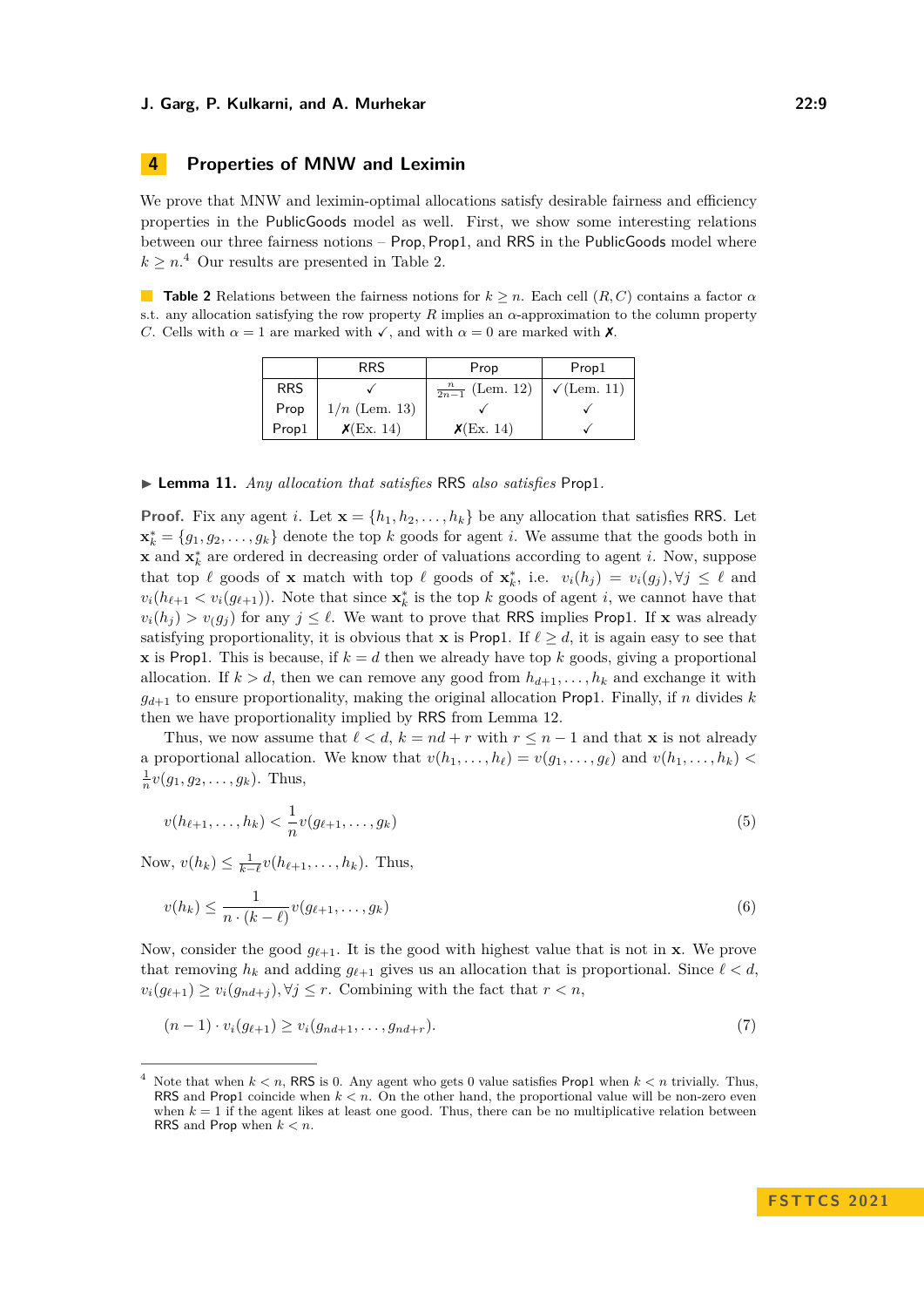## 4 Properties of MNW and Leximin

We prove that MNW and leximin-optimal allocations satisfy desirable fairness and efficiency properties in the PublicGoods model as well. First, we show some interesting relations between our three fairness notions – Prop, Prop1, and RRS in the PublicGoods model where $k \geq n$.[4] Our results are presented in Table 2.

**Table 2** Relations between the fairness notions for $k \geq n$. Each cell $(R, C)$ contains a factor $\alpha$ s.t. any allocation satisfying the row property $R$ implies an $\alpha$-approximation to the column property $C$. Cells with $\alpha = 1$ are marked with ✓, and with $\alpha = 0$ are marked with ✗.

| | RRS | Prop | Prop1 |
|---|---|---|---|
| RRS | ✓ | $\frac{n}{2n-1}$ (Lem. 12) | ✓(Lem. 11) |
| Prop | $1/n$ (Lem. 13) | ✓ | ✓ |
| Prop1 | ✗(Ex. 14) | ✗(Ex. 14) | ✓ |

▶ **Lemma 11.** *Any allocation that satisfies* RRS *also satisfies* Prop1.

**Proof.** Fix any agent $i$. Let $\mathbf{x} = \{h_1, h_2, \ldots, h_k\}$ be any allocation that satisfies RRS. Let $\mathbf{x}^*_k = \{g_1, g_2, \ldots, g_k\}$ denote the top $k$ goods for agent $i$. We assume that the goods both in $\mathbf{x}$ and $\mathbf{x}^*_k$ are ordered in decreasing order of valuations according to agent $i$. Now, suppose that top $\ell$ goods of $\mathbf{x}$ match with top $\ell$ goods of $\mathbf{x}^*_k$, i.e. $v_i(h_j) = v_i(g_j), \forall j \leq \ell$ and $v_i(h_{\ell+1} < v_i(g_{\ell+1}))$. Note that since $\mathbf{x}^*_k$ is the top $k$ goods of agent $i$, we cannot have that $v_i(h_j) > v_(g_j)$ for any $j \leq \ell$. We want to prove that RRS implies Prop1. If $\mathbf{x}$ was already satisfying proportionality, it is obvious that $\mathbf{x}$ is Prop1. If $\ell \geq d$, it is again easy to see that $\mathbf{x}$ is Prop1. This is because, if $k = d$ then we already have top $k$ goods, giving a proportional allocation. If $k > d$, then we can remove any good from $h_{d+1}, \ldots, h_k$ and exchange it with $g_{d+1}$ to ensure proportionality, making the original allocation Prop1. Finally, if $n$ divides $k$ then we have proportionality implied by RRS from Lemma 12.

Thus, we now assume that $\ell < d$, $k = nd + r$ with $r \leq n - 1$ and that $\mathbf{x}$ is not already a proportional allocation. We know that $v(h_1, \ldots, h_\ell) = v(g_1, \ldots, g_\ell)$ and $v(h_1, \ldots, h_k) < \frac{1}{n} v(g_1, g_2, \ldots, g_k)$. Thus,

$$v(h_{\ell+1}, \ldots, h_k) < \frac{1}{n} v(g_{\ell+1}, \ldots, g_k) \tag{5}$$

Now, $v(h_k) \leq \frac{1}{k-\ell} v(h_{\ell+1}, \ldots, h_k)$. Thus,

$$v(h_k) \leq \frac{1}{n \cdot (k - \ell)} v(g_{\ell+1}, \ldots, g_k) \tag{6}$$

Now, consider the good $g_{\ell+1}$. It is the good with highest value that is not in $\mathbf{x}$. We prove that removing $h_k$ and adding $g_{\ell+1}$ gives us an allocation that is proportional. Since $\ell < d$, $v_i(g_{\ell+1}) \geq v_i(g_{nd+j}), \forall j \leq r$. Combining with the fact that $r < n$,

$$(n - 1) \cdot v_i(g_{\ell+1}) \geq v_i(g_{nd+1}, \ldots, g_{nd+r}). \tag{7}$$

[4] Note that when $k < n$, RRS is 0. Any agent who gets 0 value satisfies Prop1 when $k < n$ trivially. Thus, RRS and Prop1 coincide when $k < n$. On the other hand, the proportional value will be non-zero even when $k = 1$ if the agent likes at least one good. Thus, there can be no multiplicative relation between RRS and Prop when $k < n$.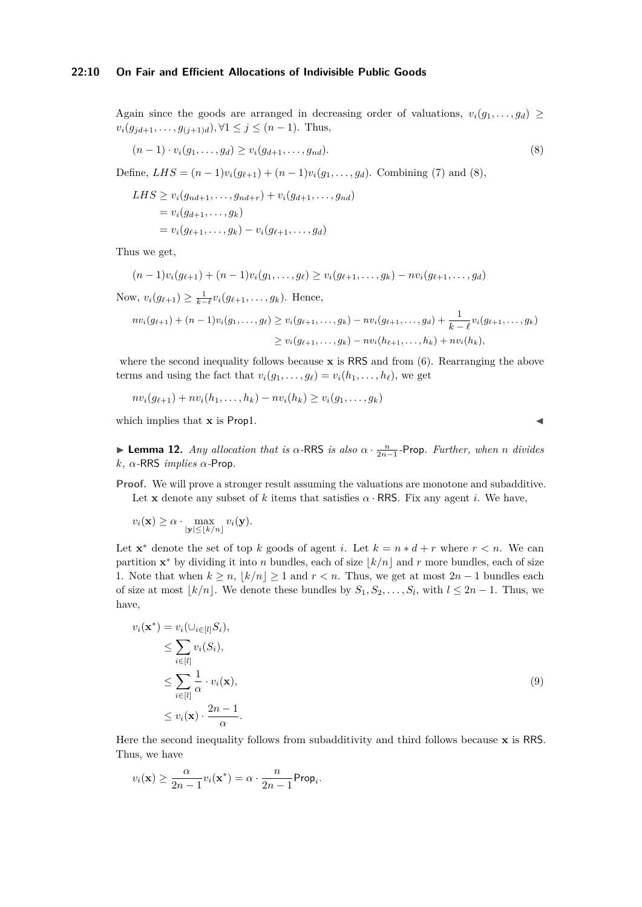Again since the goods are arranged in decreasing order of valuations, $v_i(g_1, \dots, g_d) \geq v_i(g_{jd+1}, \dots, g_{(j+1)d}), \forall 1 \leq j \leq (n-1)$. Thus,

$$(n-1) \cdot v_i(g_1, \dots, g_d) \geq v_i(g_{d+1}, \dots, g_{nd}). \tag{8}$$

Define, $LHS = (n-1)v_i(g_{\ell+1}) + (n-1)v_i(g_1, \dots, g_d)$. Combining (7) and (8),

$$\begin{aligned}
LHS &\geq v_i(g_{nd+1}, \dots, g_{nd+r}) + v_i(g_{d+1}, \dots, g_{nd}) \\
&= v_i(g_{d+1}, \dots, g_k) \\
&= v_i(g_{\ell+1}, \dots, g_k) - v_i(g_{\ell+1}, \dots, g_d)
\end{aligned}$$

Thus we get,

$$(n-1)v_i(g_{\ell+1}) + (n-1)v_i(g_1, \dots, g_\ell) \geq v_i(g_{\ell+1}, \dots, g_k) - nv_i(g_{\ell+1}, \dots, g_d)$$

Now, $v_i(g_{\ell+1}) \geq \frac{1}{k-\ell} v_i(g_{\ell+1}, \dots, g_k)$. Hence,

$$\begin{aligned}
nv_i(g_{\ell+1}) + (n-1)v_i(g_1, \dots, g_\ell) &\geq v_i(g_{\ell+1}, \dots, g_k) - nv_i(g_{\ell+1}, \dots, g_d) + \frac{1}{k-\ell} v_i(g_{\ell+1}, \dots, g_k) \\
&\geq v_i(g_{\ell+1}, \dots, g_k) - nv_i(h_{\ell+1}, \dots, h_k) + nv_i(h_k),
\end{aligned}$$

where the second inequality follows because $\mathbf{x}$ is RRS and from (6). Rearranging the above terms and using the fact that $v_i(g_1, \dots, g_\ell) = v_i(h_1, \dots, h_\ell)$, we get

$$nv_i(g_{\ell+1}) + nv_i(h_1, \dots, h_k) - nv_i(h_k) \geq v_i(g_1, \dots, g_k)$$

which implies that $\mathbf{x}$ is Prop1. ◀

▶ **Lemma 12.** *Any allocation that is $\alpha$-RRS is also $\alpha \cdot \frac{n}{2n-1}$-Prop. Further, when $n$ divides $k$, $\alpha$-RRS implies $\alpha$-Prop.*

**Proof.** We will prove a stronger result assuming the valuations are monotone and subadditive. Let $\mathbf{x}$ denote any subset of $k$ items that satisfies $\alpha \cdot$ RRS. Fix any agent $i$. We have,

$$v_i(\mathbf{x}) \geq \alpha \cdot \max_{|\mathbf{y}| \leq \lfloor k/n \rfloor} v_i(\mathbf{y}).$$

Let $\mathbf{x}^*$ denote the set of top $k$ goods of agent $i$. Let $k = n * d + r$ where $r < n$. We can partition $\mathbf{x}^*$ by dividing it into $n$ bundles, each of size $\lfloor k/n \rfloor$ and $r$ more bundles, each of size 1. Note that when $k \geq n$, $\lfloor k/n \rfloor \geq 1$ and $r < n$. Thus, we get at most $2n-1$ bundles each of size at most $\lfloor k/n \rfloor$. We denote these bundles by $S_1, S_2, \dots, S_l$, with $l \leq 2n-1$. Thus, we have,

$$\begin{aligned}
v_i(\mathbf{x}^*) &= v_i(\cup_{i \in [l]} S_i), \\
&\leq \sum_{i \in [l]} v_i(S_i), \\
&\leq \sum_{i \in [l]} \frac{1}{\alpha} \cdot v_i(\mathbf{x}), \\
&\leq v_i(\mathbf{x}) \cdot \frac{2n-1}{\alpha}.
\end{aligned} \tag{9}$$

Here the second inequality follows from subadditivity and third follows because $\mathbf{x}$ is RRS. Thus, we have

$$v_i(\mathbf{x}) \geq \frac{\alpha}{2n-1} v_i(\mathbf{x}^*) = \alpha \cdot \frac{n}{2n-1} \mathsf{Prop}_i.$$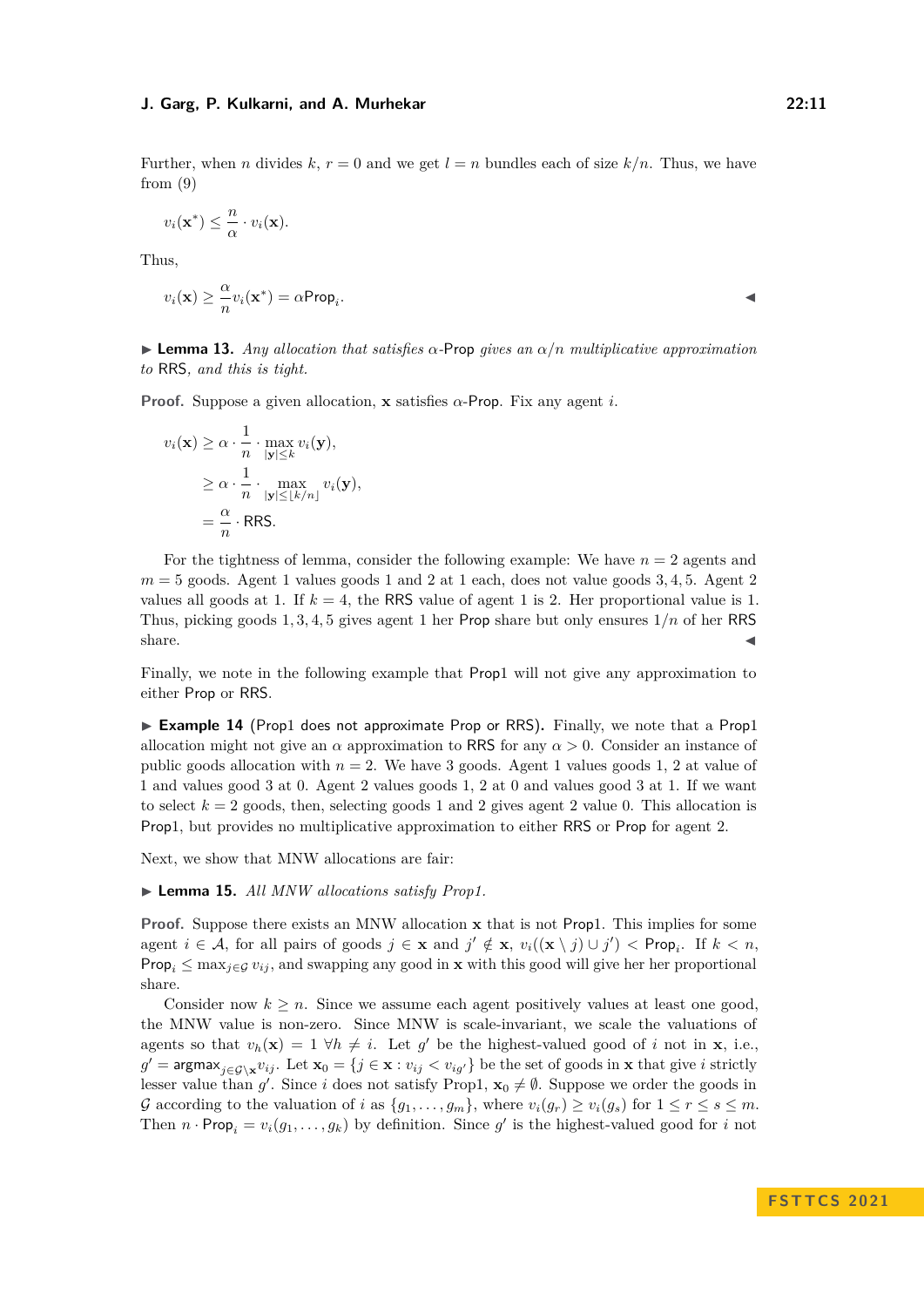Further, when $n$ divides $k$, $r = 0$ and we get $l = n$ bundles each of size $k/n$. Thus, we have from (9)

$$v_i(\mathbf{x}^*) \leq \frac{n}{\alpha} \cdot v_i(\mathbf{x}).$$

Thus,

$$v_i(\mathbf{x}) \geq \frac{\alpha}{n} v_i(\mathbf{x}^*) = \alpha \mathsf{Prop}_i. \qquad \blacktriangleleft$$

▶ **Lemma 13.** *Any allocation that satisfies $\alpha$-Prop gives an $\alpha/n$ multiplicative approximation to RRS, and this is tight.*

**Proof.** Suppose a given allocation, $\mathbf{x}$ satisfies $\alpha$-Prop. Fix any agent $i$.

$$\begin{aligned} v_i(\mathbf{x}) &\geq \alpha \cdot \frac{1}{n} \cdot \max_{|\mathbf{y}| \leq k} v_i(\mathbf{y}), \\ &\geq \alpha \cdot \frac{1}{n} \cdot \max_{|\mathbf{y}| \leq \lfloor k/n \rfloor} v_i(\mathbf{y}), \\ &= \frac{\alpha}{n} \cdot \mathsf{RRS}. \end{aligned}$$

For the tightness of lemma, consider the following example: We have $n = 2$ agents and $m = 5$ goods. Agent 1 values goods 1 and 2 at 1 each, does not value goods $3, 4, 5$. Agent 2 values all goods at 1. If $k = 4$, the RRS value of agent 1 is 2. Her proportional value is 1. Thus, picking goods $1, 3, 4, 5$ gives agent 1 her Prop share but only ensures $1/n$ of her RRS share. ◀

Finally, we note in the following example that Prop1 will not give any approximation to either Prop or RRS.

▶ **Example 14** (Prop1 does not approximate Prop or RRS)**.** Finally, we note that a Prop1 allocation might not give an $\alpha$ approximation to RRS for any $\alpha > 0$. Consider an instance of public goods allocation with $n = 2$. We have 3 goods. Agent 1 values goods 1, 2 at value of 1 and values good 3 at 0. Agent 2 values goods 1, 2 at 0 and values good 3 at 1. If we want to select $k = 2$ goods, then, selecting goods 1 and 2 gives agent 2 value 0. This allocation is Prop1, but provides no multiplicative approximation to either RRS or Prop for agent 2.

Next, we show that MNW allocations are fair:

▶ **Lemma 15.** *All MNW allocations satisfy Prop1.*

**Proof.** Suppose there exists an MNW allocation $\mathbf{x}$ that is not Prop1. This implies for some agent $i \in \mathcal{A}$, for all pairs of goods $j \in \mathbf{x}$ and $j' \notin \mathbf{x}$, $v_i((\mathbf{x} \setminus j) \cup j') < \mathsf{Prop}_i$. If $k < n$, $\mathsf{Prop}_i \leq \max_{j \in \mathcal{G}} v_{ij}$, and swapping any good in $\mathbf{x}$ with this good will give her her proportional share.

Consider now $k \geq n$. Since we assume each agent positively values at least one good, the MNW value is non-zero. Since MNW is scale-invariant, we scale the valuations of agents so that $v_h(\mathbf{x}) = 1 \ \forall h \neq i$. Let $g'$ be the highest-valued good of $i$ not in $\mathbf{x}$, i.e., $g' = \mathrm{argmax}_{j \in \mathcal{G} \setminus \mathbf{x}} v_{ij}$. Let $\mathbf{x}_0 = \{j \in \mathbf{x} : v_{ij} < v_{ig'}\}$ be the set of goods in $\mathbf{x}$ that give $i$ strictly lesser value than $g'$. Since $i$ does not satisfy Prop1, $\mathbf{x}_0 \neq \emptyset$. Suppose we order the goods in $\mathcal{G}$ according to the valuation of $i$ as $\{g_1, \ldots, g_m\}$, where $v_i(g_r) \geq v_i(g_s)$ for $1 \leq r \leq s \leq m$. Then $n \cdot \mathsf{Prop}_i = v_i(g_1, \ldots, g_k)$ by definition. Since $g'$ is the highest-valued good for $i$ not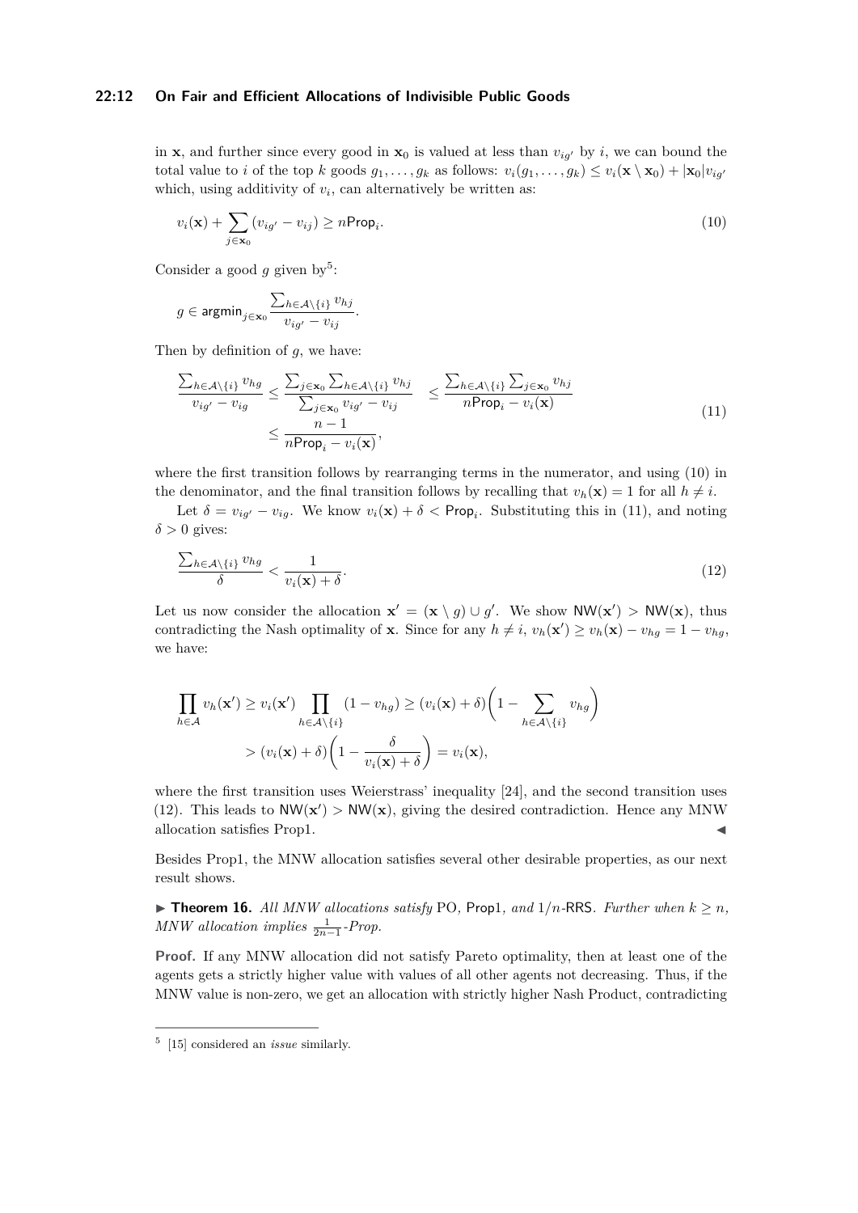in $\mathbf{x}$, and further since every good in $\mathbf{x}_0$ is valued at less than $v_{ig'}$ by $i$, we can bound the total value to $i$ of the top $k$ goods $g_1, \dots, g_k$ as follows: $v_i(g_1, \dots, g_k) \leq v_i(\mathbf{x} \setminus \mathbf{x}_0) + |\mathbf{x}_0| v_{ig'}$ which, using additivity of $v_i$, can alternatively be written as:

$$v_i(\mathbf{x}) + \sum_{j \in \mathbf{x}_0} (v_{ig'} - v_{ij}) \geq n\mathsf{Prop}_i. \tag{10}$$

Consider a good $g$ given by[5]:

$$g \in \mathsf{argmin}_{j \in \mathbf{x}_0} \frac{\sum_{h \in \mathcal{A} \setminus \{i\}} v_{hj}}{v_{ig'} - v_{ij}}.$$

Then by definition of $g$, we have:

$$\begin{aligned} \frac{\sum_{h \in \mathcal{A} \setminus \{i\}} v_{hg}}{v_{ig'} - v_{ig}} &\leq \frac{\sum_{j \in \mathbf{x}_0} \sum_{h \in \mathcal{A} \setminus \{i\}} v_{hj}}{\sum_{j \in \mathbf{x}_0} v_{ig'} - v_{ij}} \leq \frac{\sum_{h \in \mathcal{A} \setminus \{i\}} \sum_{j \in \mathbf{x}_0} v_{hj}}{n\mathsf{Prop}_i - v_i(\mathbf{x})} \\ &\leq \frac{n-1}{n\mathsf{Prop}_i - v_i(\mathbf{x})}, \end{aligned} \tag{11}$$

where the first transition follows by rearranging terms in the numerator, and using (10) in the denominator, and the final transition follows by recalling that $v_h(\mathbf{x}) = 1$ for all $h \neq i$.

Let $\delta = v_{ig'} - v_{ig}$. We know $v_i(\mathbf{x}) + \delta < \mathsf{Prop}_i$. Substituting this in (11), and noting $\delta > 0$ gives:

$$\frac{\sum_{h \in \mathcal{A} \setminus \{i\}} v_{hg}}{\delta} < \frac{1}{v_i(\mathbf{x}) + \delta}. \tag{12}$$

Let us now consider the allocation $\mathbf{x}' = (\mathbf{x} \setminus g) \cup g'$. We show $\mathsf{NW}(\mathbf{x}') > \mathsf{NW}(\mathbf{x})$, thus contradicting the Nash optimality of $\mathbf{x}$. Since for any $h \neq i$, $v_h(\mathbf{x}') \geq v_h(\mathbf{x}) - v_{hg} = 1 - v_{hg}$, we have:

$$\begin{aligned} \prod_{h \in \mathcal{A}} v_h(\mathbf{x}') &\geq v_i(\mathbf{x}') \prod_{h \in \mathcal{A} \setminus \{i\}} (1 - v_{hg}) \geq (v_i(\mathbf{x}) + \delta) \left(1 - \sum_{h \in \mathcal{A} \setminus \{i\}} v_{hg}\right) \\ &> (v_i(\mathbf{x}) + \delta) \left(1 - \frac{\delta}{v_i(\mathbf{x}) + \delta}\right) = v_i(\mathbf{x}), \end{aligned}$$

where the first transition uses Weierstrass' inequality [24], and the second transition uses (12). This leads to $\mathsf{NW}(\mathbf{x}') > \mathsf{NW}(\mathbf{x})$, giving the desired contradiction. Hence any MNW allocation satisfies Prop1. ◀

Besides Prop1, the MNW allocation satisfies several other desirable properties, as our next result shows.

▶ **Theorem 16.** *All MNW allocations satisfy* PO*,* Prop1*, and* $1/n$*-*RRS*. Further when* $k \geq n$*, MNW allocation implies* $\frac{1}{2n-1}$*-Prop.*

**Proof.** If any MNW allocation did not satisfy Pareto optimality, then at least one of the agents gets a strictly higher value with values of all other agents not decreasing. Thus, if the MNW value is non-zero, we get an allocation with strictly higher Nash Product, contradicting

[5] [15] considered an *issue* similarly.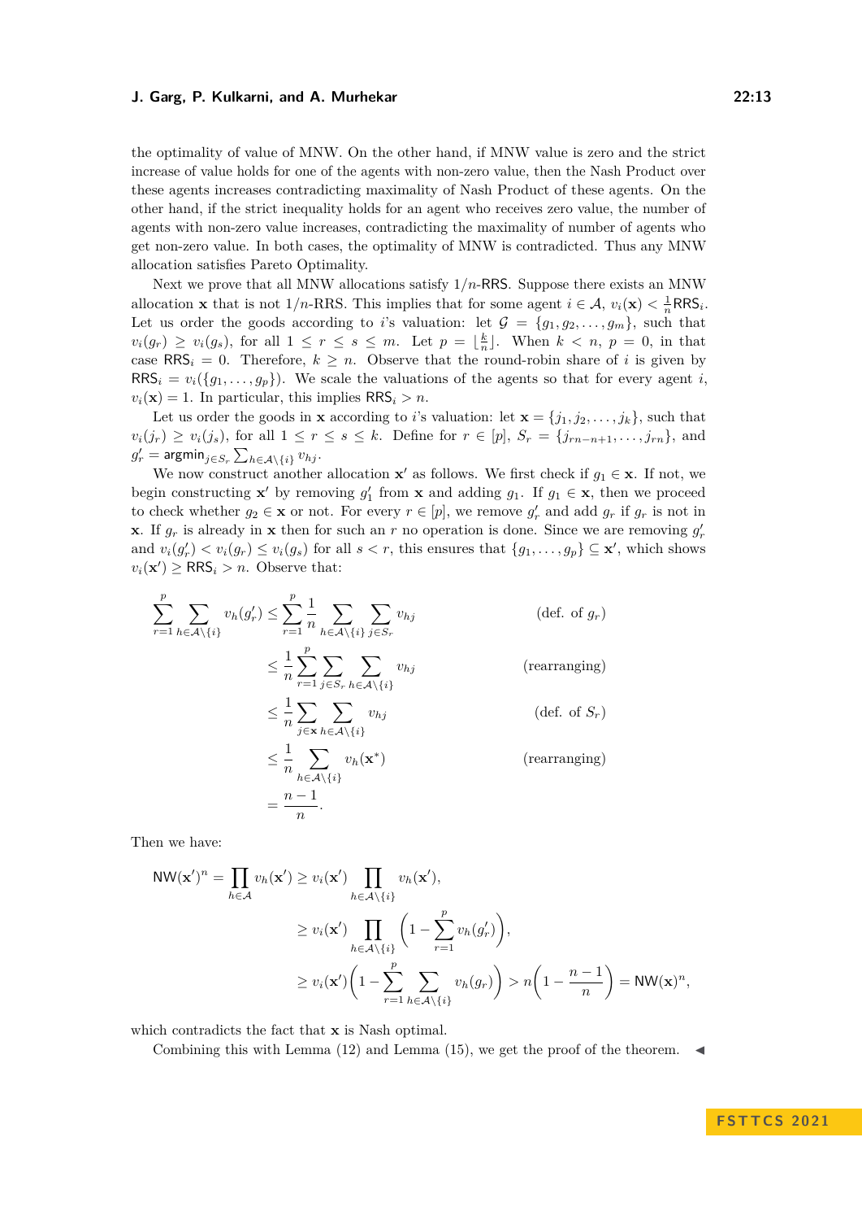the optimality of value of MNW. On the other hand, if MNW value is zero and the strict increase of value holds for one of the agents with non-zero value, then the Nash Product over these agents increases contradicting maximality of Nash Product of these agents. On the other hand, if the strict inequality holds for an agent who receives zero value, the number of agents with non-zero value increases, contradicting the maximality of number of agents who get non-zero value. In both cases, the optimality of MNW is contradicted. Thus any MNW allocation satisfies Pareto Optimality.

Next we prove that all MNW allocations satisfy $1/n$-RRS. Suppose there exists an MNW allocation $\mathbf{x}$ that is not $1/n$-RRS. This implies that for some agent $i \in \mathcal{A}$, $v_i(\mathbf{x}) < \frac{1}{n}\mathsf{RRS}_i$. Let us order the goods according to $i$'s valuation: let $\mathcal{G} = \{g_1, g_2, \ldots, g_m\}$, such that $v_i(g_r) \geq v_i(g_s)$, for all $1 \leq r \leq s \leq m$. Let $p = \lfloor \frac{k}{n} \rfloor$. When $k < n$, $p = 0$, in that case $\mathsf{RRS}_i = 0$. Therefore, $k \geq n$. Observe that the round-robin share of $i$ is given by $\mathsf{RRS}_i = v_i(\{g_1, \ldots, g_p\})$. We scale the valuations of the agents so that for every agent $i$, $v_i(\mathbf{x}) = 1$. In particular, this implies $\mathsf{RRS}_i > n$.

Let us order the goods in $\mathbf{x}$ according to $i$'s valuation: let $\mathbf{x} = \{j_1, j_2, \ldots, j_k\}$, such that $v_i(j_r) \geq v_i(j_s)$, for all $1 \leq r \leq s \leq k$. Define for $r \in [p]$, $S_r = \{j_{rn-n+1}, \ldots, j_{rn}\}$, and $g'_r = \mathsf{argmin}_{j \in S_r} \sum_{h \in \mathcal{A} \setminus \{i\}} v_{hj}$.

We now construct another allocation $\mathbf{x}'$ as follows. We first check if $g_1 \in \mathbf{x}$. If not, we begin constructing $\mathbf{x}'$ by removing $g'_1$ from $\mathbf{x}$ and adding $g_1$. If $g_1 \in \mathbf{x}$, then we proceed to check whether $g_2 \in \mathbf{x}$ or not. For every $r \in [p]$, we remove $g'_r$ and add $g_r$ if $g_r$ is not in $\mathbf{x}$. If $g_r$ is already in $\mathbf{x}$ then for such an $r$ no operation is done. Since we are removing $g'_r$ and $v_i(g'_r) < v_i(g_r) \leq v_i(g_s)$ for all $s < r$, this ensures that $\{g_1, \ldots, g_p\} \subseteq \mathbf{x}'$, which shows $v_i(\mathbf{x}') \geq \mathsf{RRS}_i > n$. Observe that:

$$
\begin{aligned}
\sum_{r=1}^{p} \sum_{h \in \mathcal{A} \setminus \{i\}} v_h(g'_r) &\leq \sum_{r=1}^{p} \frac{1}{n} \sum_{h \in \mathcal{A} \setminus \{i\}} \sum_{j \in S_r} v_{hj} && \text{(def. of } g_r\text{)} \\
&\leq \frac{1}{n} \sum_{r=1}^{p} \sum_{j \in S_r} \sum_{h \in \mathcal{A} \setminus \{i\}} v_{hj} && \text{(rearranging)} \\
&\leq \frac{1}{n} \sum_{j \in \mathbf{x}} \sum_{h \in \mathcal{A} \setminus \{i\}} v_{hj} && \text{(def. of } S_r\text{)} \\
&\leq \frac{1}{n} \sum_{h \in \mathcal{A} \setminus \{i\}} v_h(\mathbf{x}^*) && \text{(rearranging)} \\
&= \frac{n-1}{n}.
\end{aligned}
$$

Then we have:

$$
\begin{aligned}
\mathsf{NW}(\mathbf{x}')^n = \prod_{h \in \mathcal{A}} v_h(\mathbf{x}') &\geq v_i(\mathbf{x}') \prod_{h \in \mathcal{A} \setminus \{i\}} v_h(\mathbf{x}'), \\
&\geq v_i(\mathbf{x}') \prod_{h \in \mathcal{A} \setminus \{i\}} \left(1 - \sum_{r=1}^{p} v_h(g'_r)\right), \\
&\geq v_i(\mathbf{x}')\left(1 - \sum_{r=1}^{p} \sum_{h \in \mathcal{A} \setminus \{i\}} v_h(g_r)\right) > n\left(1 - \frac{n-1}{n}\right) = \mathsf{NW}(\mathbf{x})^n,
\end{aligned}
$$

which contradicts the fact that $\mathbf{x}$ is Nash optimal.

Combining this with Lemma (12) and Lemma (15), we get the proof of the theorem. ◀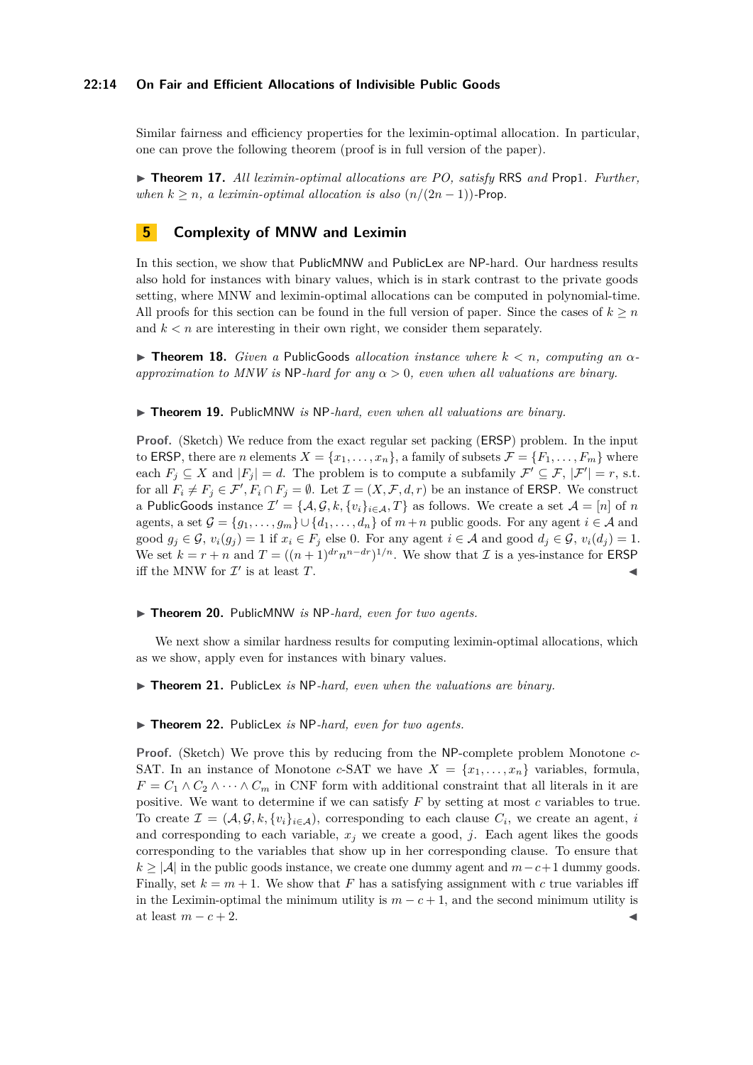Similar fairness and efficiency properties for the leximin-optimal allocation. In particular, one can prove the following theorem (proof is in full version of the paper).

▶ **Theorem 17.** *All leximin-optimal allocations are PO, satisfy* RRS *and* Prop1*. Further, when $k \geq n$, a leximin-optimal allocation is also $(n/(2n-1))$*-Prop.

## 5 Complexity of MNW and Leximin

In this section, we show that PublicMNW and PublicLex are NP-hard. Our hardness results also hold for instances with binary values, which is in stark contrast to the private goods setting, where MNW and leximin-optimal allocations can be computed in polynomial-time. All proofs for this section can be found in the full version of paper. Since the cases of $k \geq n$ and $k < n$ are interesting in their own right, we consider them separately.

▶ **Theorem 18.** *Given a* PublicGoods *allocation instance where $k < n$, computing an $\alpha$-approximation to MNW is* NP*-hard for any $\alpha > 0$, even when all valuations are binary.*

▶ **Theorem 19.** PublicMNW *is* NP*-hard, even when all valuations are binary.*

**Proof.** (Sketch) We reduce from the exact regular set packing (ERSP) problem. In the input to ERSP, there are $n$ elements $X = \{x_1, \ldots, x_n\}$, a family of subsets $\mathcal{F} = \{F_1, \ldots, F_m\}$ where each $F_j \subseteq X$ and $|F_j| = d$. The problem is to compute a subfamily $\mathcal{F}' \subseteq \mathcal{F}$, $|\mathcal{F}'| = r$, s.t. for all $F_i \neq F_j \in \mathcal{F}', F_i \cap F_j = \emptyset$. Let $\mathcal{I} = (X, \mathcal{F}, d, r)$ be an instance of ERSP. We construct a PublicGoods instance $\mathcal{I}' = \{\mathcal{A}, \mathcal{G}, k, \{v_i\}_{i \in \mathcal{A}}, T\}$ as follows. We create a set $\mathcal{A} = [n]$ of $n$ agents, a set $\mathcal{G} = \{g_1, \ldots, g_m\} \cup \{d_1, \ldots, d_n\}$ of $m+n$ public goods. For any agent $i \in \mathcal{A}$ and good $g_j \in \mathcal{G}$, $v_i(g_j) = 1$ if $x_i \in F_j$ else 0. For any agent $i \in \mathcal{A}$ and good $d_j \in \mathcal{G}$, $v_i(d_j) = 1$. We set $k = r + n$ and $T = ((n+1)^{dr} n^{n-dr})^{1/n}$. We show that $\mathcal{I}$ is a yes-instance for ERSP iff the MNW for $\mathcal{I}'$ is at least $T$. ◀

▶ **Theorem 20.** PublicMNW *is* NP*-hard, even for two agents.*

We next show a similar hardness results for computing leximin-optimal allocations, which as we show, apply even for instances with binary values.

▶ **Theorem 21.** PublicLex *is* NP*-hard, even when the valuations are binary.*

▶ **Theorem 22.** PublicLex *is* NP*-hard, even for two agents.*

**Proof.** (Sketch) We prove this by reducing from the NP-complete problem Monotone $c$-SAT. In an instance of Monotone $c$-SAT we have $X = \{x_1, \ldots, x_n\}$ variables, formula, $F = C_1 \wedge C_2 \wedge \cdots \wedge C_m$ in CNF form with additional constraint that all literals in it are positive. We want to determine if we can satisfy $F$ by setting at most $c$ variables to true. To create $\mathcal{I} = (\mathcal{A}, \mathcal{G}, k, \{v_i\}_{i \in \mathcal{A}})$, corresponding to each clause $C_i$, we create an agent, $i$ and corresponding to each variable, $x_j$ we create a good, $j$. Each agent likes the goods corresponding to the variables that show up in her corresponding clause. To ensure that $k \geq |\mathcal{A}|$ in the public goods instance, we create one dummy agent and $m-c+1$ dummy goods. Finally, set $k = m+1$. We show that $F$ has a satisfying assignment with $c$ true variables iff in the Leximin-optimal the minimum utility is $m-c+1$, and the second minimum utility is at least $m-c+2$. ◀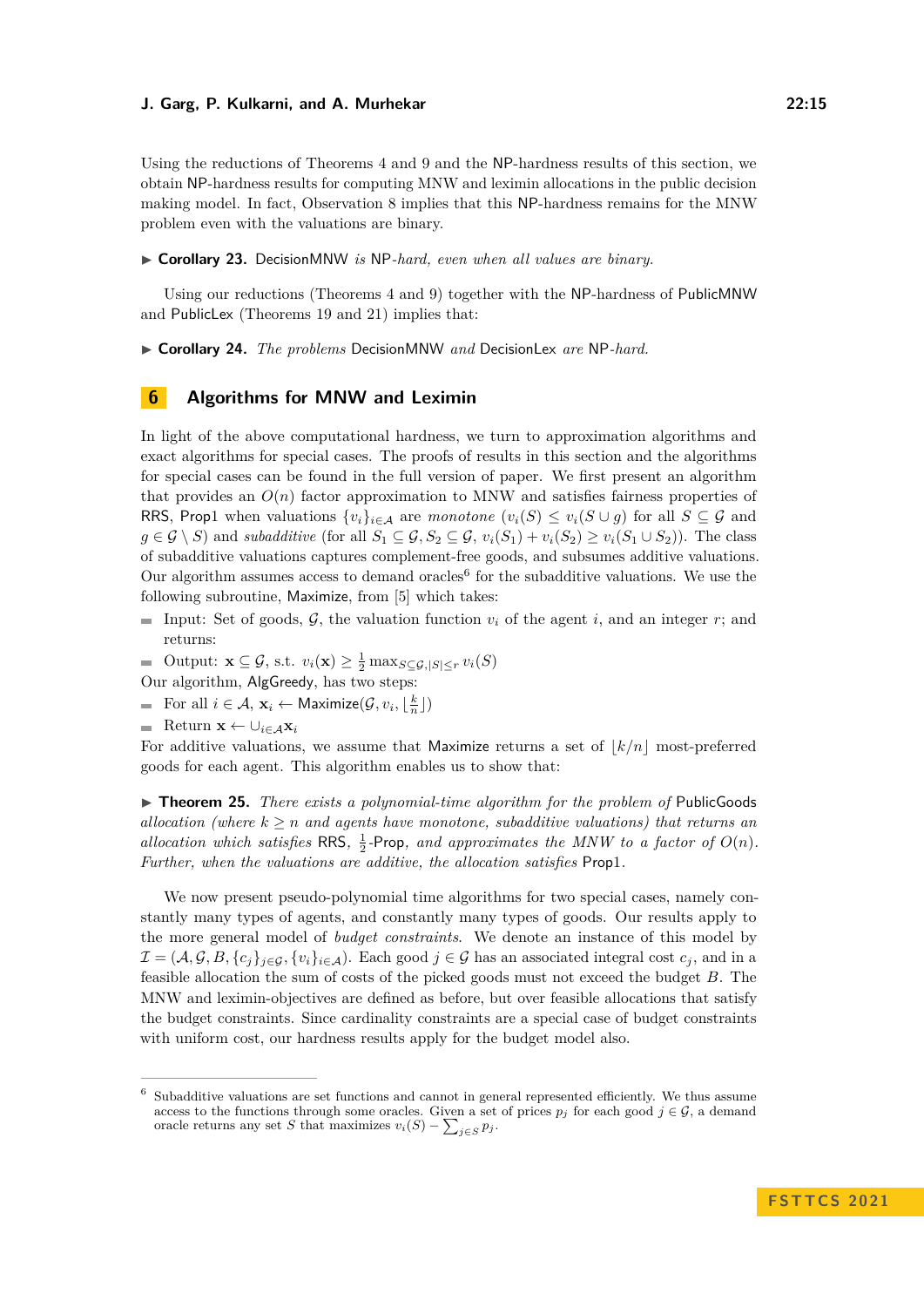Using the reductions of Theorems 4 and 9 and the NP-hardness results of this section, we obtain NP-hardness results for computing MNW and leximin allocations in the public decision making model. In fact, Observation 8 implies that this NP-hardness remains for the MNW problem even with the valuations are binary.

▶ **Corollary 23.** DecisionMNW *is* NP*-hard, even when all values are binary.*

Using our reductions (Theorems 4 and 9) together with the NP-hardness of PublicMNW and PublicLex (Theorems 19 and 21) implies that:

▶ **Corollary 24.** *The problems* DecisionMNW *and* DecisionLex *are* NP*-hard.*

## 6 Algorithms for MNW and Leximin

In light of the above computational hardness, we turn to approximation algorithms and exact algorithms for special cases. The proofs of results in this section and the algorithms for special cases can be found in the full version of paper. We first present an algorithm that provides an $O(n)$ factor approximation to MNW and satisfies fairness properties of RRS, Prop1 when valuations $\{v_i\}_{i\in\mathcal{A}}$ are *monotone* ($v_i(S) \le v_i(S \cup g)$ for all $S \subseteq \mathcal{G}$ and $g \in \mathcal{G} \setminus S$) and *subadditive* (for all $S_1 \subseteq \mathcal{G}, S_2 \subseteq \mathcal{G}$, $v_i(S_1) + v_i(S_2) \ge v_i(S_1 \cup S_2)$). The class of subadditive valuations captures complement-free goods, and subsumes additive valuations. Our algorithm assumes access to demand oracles[6] for the subadditive valuations. We use the following subroutine, Maximize, from [5] which takes:

- Input: Set of goods, $\mathcal{G}$, the valuation function $v_i$ of the agent $i$, and an integer $r$; and returns:
- Output: $\mathbf{x} \subseteq \mathcal{G}$, s.t. $v_i(\mathbf{x}) \ge \frac{1}{2} \max_{S\subseteq\mathcal{G}, |S|\le r} v_i(S)$

Our algorithm, AlgGreedy, has two steps:

- For all $i \in \mathcal{A}$, $\mathbf{x}_i \leftarrow$ Maximize$(\mathcal{G}, v_i, \lfloor \frac{k}{n} \rfloor)$
- Return $\mathbf{x} \leftarrow \cup_{i\in\mathcal{A}} \mathbf{x}_i$

For additive valuations, we assume that Maximize returns a set of $\lfloor k/n \rfloor$ most-preferred goods for each agent. This algorithm enables us to show that:

▶ **Theorem 25.** *There exists a polynomial-time algorithm for the problem of* PublicGoods *allocation (where $k \ge n$ and agents have monotone, subadditive valuations) that returns an allocation which satisfies* RRS*, $\frac{1}{2}$-*Prop*, and approximates the MNW to a factor of $O(n)$. Further, when the valuations are additive, the allocation satisfies* Prop1*.*

We now present pseudo-polynomial time algorithms for two special cases, namely constantly many types of agents, and constantly many types of goods. Our results apply to the more general model of *budget constraints*. We denote an instance of this model by $\mathcal{I} = (\mathcal{A}, \mathcal{G}, B, \{c_j\}_{j\in\mathcal{G}}, \{v_i\}_{i\in\mathcal{A}})$. Each good $j \in \mathcal{G}$ has an associated integral cost $c_j$, and in a feasible allocation the sum of costs of the picked goods must not exceed the budget $B$. The MNW and leximin-objectives are defined as before, but over feasible allocations that satisfy the budget constraints. Since cardinality constraints are a special case of budget constraints with uniform cost, our hardness results apply for the budget model also.

---

[6] Subadditive valuations are set functions and cannot in general represented efficiently. We thus assume access to the functions through some oracles. Given a set of prices $p_j$ for each good $j \in \mathcal{G}$, a demand oracle returns any set $S$ that maximizes $v_i(S) - \sum_{j\in S} p_j$.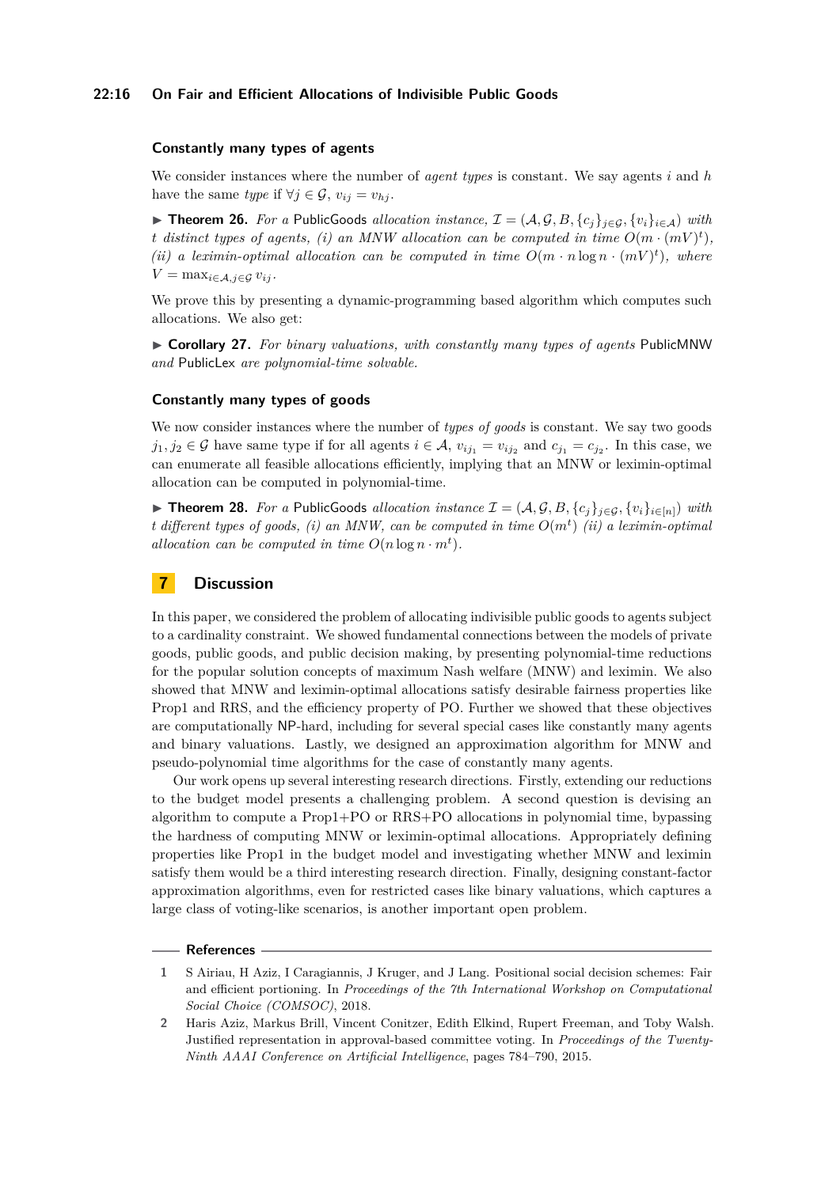### Constantly many types of agents

We consider instances where the number of *agent types* is constant. We say agents $i$ and $h$ have the same *type* if $\forall j \in \mathcal{G}$, $v_{ij} = v_{hj}$.

▶ **Theorem 26.** *For a* PublicGoods *allocation instance,* $\mathcal{I} = (\mathcal{A}, \mathcal{G}, B, \{c_j\}_{j\in\mathcal{G}}, \{v_i\}_{i\in\mathcal{A}})$ *with* $t$ *distinct types of agents, (i) an MNW allocation can be computed in time* $O(m \cdot (mV)^t)$*, (ii) a leximin-optimal allocation can be computed in time* $O(m \cdot n \log n \cdot (mV)^t)$*, where* $V = \max_{i\in\mathcal{A}, j\in\mathcal{G}} v_{ij}$*.*

We prove this by presenting a dynamic-programming based algorithm which computes such allocations. We also get:

▶ **Corollary 27.** *For binary valuations, with constantly many types of agents* PublicMNW *and* PublicLex *are polynomial-time solvable.*

### Constantly many types of goods

We now consider instances where the number of *types of goods* is constant. We say two goods $j_1, j_2 \in \mathcal{G}$ have same type if for all agents $i \in \mathcal{A}$, $v_{ij_1} = v_{ij_2}$ and $c_{j_1} = c_{j_2}$. In this case, we can enumerate all feasible allocations efficiently, implying that an MNW or leximin-optimal allocation can be computed in polynomial-time.

▶ **Theorem 28.** *For a* PublicGoods *allocation instance* $\mathcal{I} = (\mathcal{A}, \mathcal{G}, B, \{c_j\}_{j\in\mathcal{G}}, \{v_i\}_{i\in[n]})$ *with* $t$ *different types of goods, (i) an MNW, can be computed in time* $O(m^t)$ *(ii) a leximin-optimal allocation can be computed in time* $O(n \log n \cdot m^t)$*.*

## 7 Discussion

In this paper, we considered the problem of allocating indivisible public goods to agents subject to a cardinality constraint. We showed fundamental connections between the models of private goods, public goods, and public decision making, by presenting polynomial-time reductions for the popular solution concepts of maximum Nash welfare (MNW) and leximin. We also showed that MNW and leximin-optimal allocations satisfy desirable fairness properties like Prop1 and RRS, and the efficiency property of PO. Further we showed that these objectives are computationally NP-hard, including for several special cases like constantly many agents and binary valuations. Lastly, we designed an approximation algorithm for MNW and pseudo-polynomial time algorithms for the case of constantly many agents.

Our work opens up several interesting research directions. Firstly, extending our reductions to the budget model presents a challenging problem. A second question is devising an algorithm to compute a Prop1+PO or RRS+PO allocations in polynomial time, bypassing the hardness of computing MNW or leximin-optimal allocations. Appropriately defining properties like Prop1 in the budget model and investigating whether MNW and leximin satisfy them would be a third interesting research direction. Finally, designing constant-factor approximation algorithms, even for restricted cases like binary valuations, which captures a large class of voting-like scenarios, is another important open problem.

## References

1. S Airiau, H Aziz, I Caragiannis, J Kruger, and J Lang. Positional social decision schemes: Fair and efficient portioning. In *Proceedings of the 7th International Workshop on Computational Social Choice (COMSOC)*, 2018.
2. Haris Aziz, Markus Brill, Vincent Conitzer, Edith Elkind, Rupert Freeman, and Toby Walsh. Justified representation in approval-based committee voting. In *Proceedings of the Twenty-Ninth AAAI Conference on Artificial Intelligence*, pages 784–790, 2015.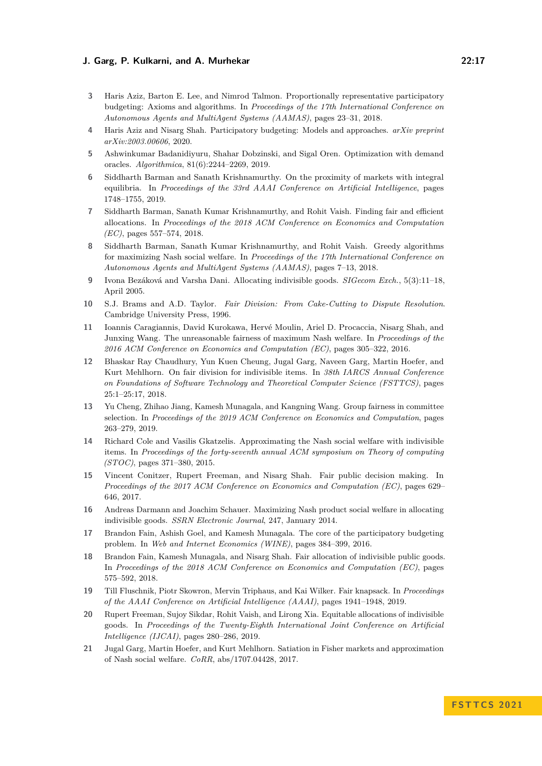3 Haris Aziz, Barton E. Lee, and Nimrod Talmon. Proportionally representative participatory budgeting: Axioms and algorithms. In *Proceedings of the 17th International Conference on Autonomous Agents and MultiAgent Systems (AAMAS)*, pages 23–31, 2018.

4 Haris Aziz and Nisarg Shah. Participatory budgeting: Models and approaches. *arXiv preprint arXiv:2003.00606*, 2020.

5 Ashwinkumar Badanidiyuru, Shahar Dobzinski, and Sigal Oren. Optimization with demand oracles. *Algorithmica*, 81(6):2244–2269, 2019.

6 Siddharth Barman and Sanath Krishnamurthy. On the proximity of markets with integral equilibria. In *Proceedings of the 33rd AAAI Conference on Artificial Intelligence*, pages 1748–1755, 2019.

7 Siddharth Barman, Sanath Kumar Krishnamurthy, and Rohit Vaish. Finding fair and efficient allocations. In *Proceedings of the 2018 ACM Conference on Economics and Computation (EC)*, pages 557–574, 2018.

8 Siddharth Barman, Sanath Kumar Krishnamurthy, and Rohit Vaish. Greedy algorithms for maximizing Nash social welfare. In *Proceedings of the 17th International Conference on Autonomous Agents and MultiAgent Systems (AAMAS)*, pages 7–13, 2018.

9 Ivona Bezáková and Varsha Dani. Allocating indivisible goods. *SIGecom Exch.*, 5(3):11–18, April 2005.

10 S.J. Brams and A.D. Taylor. *Fair Division: From Cake-Cutting to Dispute Resolution*. Cambridge University Press, 1996.

11 Ioannis Caragiannis, David Kurokawa, Hervé Moulin, Ariel D. Procaccia, Nisarg Shah, and Junxing Wang. The unreasonable fairness of maximum Nash welfare. In *Proceedings of the 2016 ACM Conference on Economics and Computation (EC)*, pages 305–322, 2016.

12 Bhaskar Ray Chaudhury, Yun Kuen Cheung, Jugal Garg, Naveen Garg, Martin Hoefer, and Kurt Mehlhorn. On fair division for indivisible items. In *38th IARCS Annual Conference on Foundations of Software Technology and Theoretical Computer Science (FSTTCS)*, pages 25:1–25:17, 2018.

13 Yu Cheng, Zhihao Jiang, Kamesh Munagala, and Kangning Wang. Group fairness in committee selection. In *Proceedings of the 2019 ACM Conference on Economics and Computation*, pages 263–279, 2019.

14 Richard Cole and Vasilis Gkatzelis. Approximating the Nash social welfare with indivisible items. In *Proceedings of the forty-seventh annual ACM symposium on Theory of computing (STOC)*, pages 371–380, 2015.

15 Vincent Conitzer, Rupert Freeman, and Nisarg Shah. Fair public decision making. In *Proceedings of the 2017 ACM Conference on Economics and Computation (EC)*, pages 629–646, 2017.

16 Andreas Darmann and Joachim Schauer. Maximizing Nash product social welfare in allocating indivisible goods. *SSRN Electronic Journal*, 247, January 2014.

17 Brandon Fain, Ashish Goel, and Kamesh Munagala. The core of the participatory budgeting problem. In *Web and Internet Economics (WINE)*, pages 384–399, 2016.

18 Brandon Fain, Kamesh Munagala, and Nisarg Shah. Fair allocation of indivisible public goods. In *Proceedings of the 2018 ACM Conference on Economics and Computation (EC)*, pages 575–592, 2018.

19 Till Fluschnik, Piotr Skowron, Mervin Triphaus, and Kai Wilker. Fair knapsack. In *Proceedings of the AAAI Conference on Artificial Intelligence (AAAI)*, pages 1941–1948, 2019.

20 Rupert Freeman, Sujoy Sikdar, Rohit Vaish, and Lirong Xia. Equitable allocations of indivisible goods. In *Proceedings of the Twenty-Eighth International Joint Conference on Artificial Intelligence (IJCAI)*, pages 280–286, 2019.

21 Jugal Garg, Martin Hoefer, and Kurt Mehlhorn. Satiation in Fisher markets and approximation of Nash social welfare. *CoRR*, abs/1707.04428, 2017.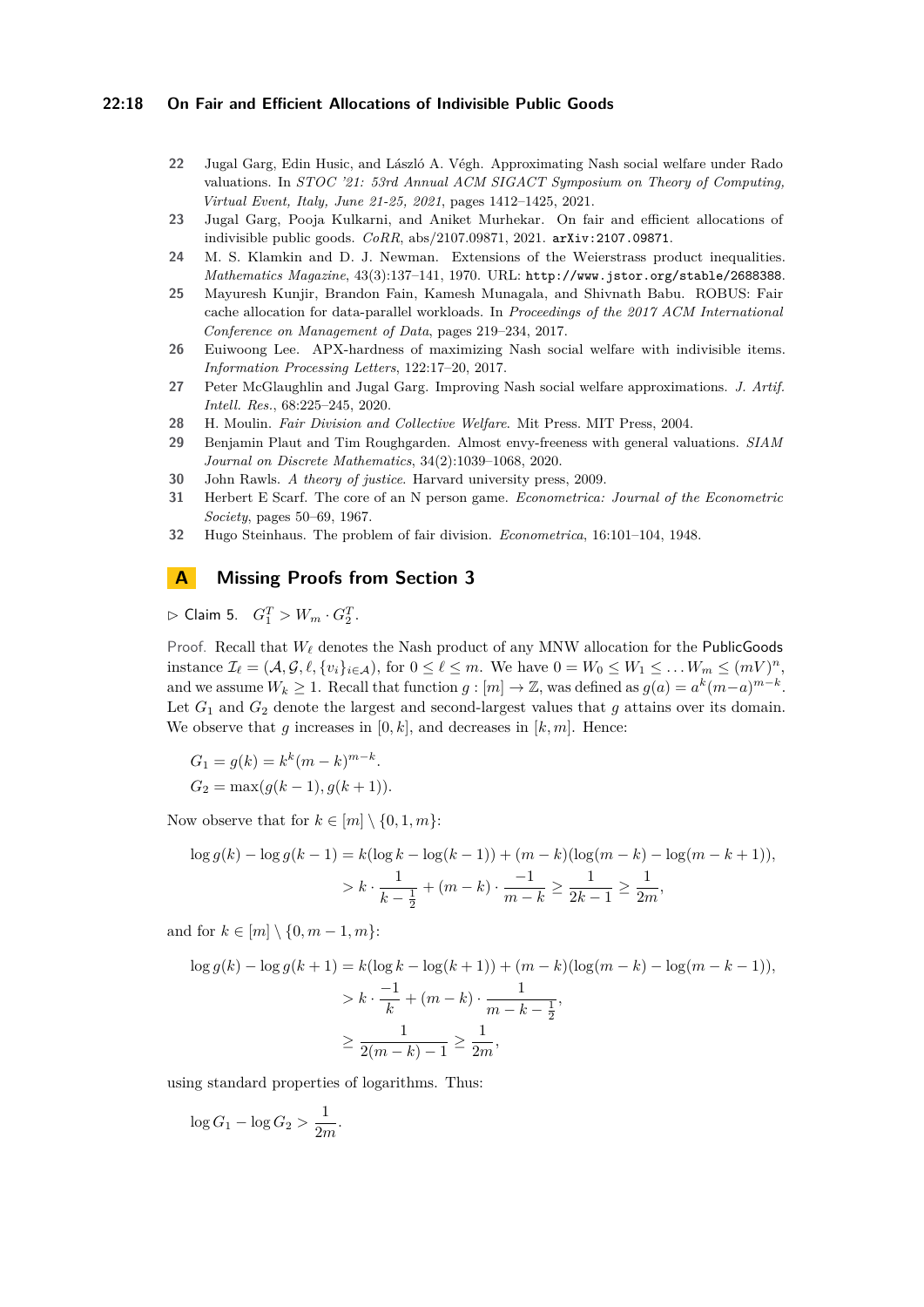22 Jugal Garg, Edin Husic, and László A. Végh. Approximating Nash social welfare under Rado valuations. In *STOC '21: 53rd Annual ACM SIGACT Symposium on Theory of Computing, Virtual Event, Italy, June 21-25, 2021*, pages 1412–1425, 2021.

23 Jugal Garg, Pooja Kulkarni, and Aniket Murhekar. On fair and efficient allocations of indivisible public goods. *CoRR*, abs/2107.09871, 2021. arXiv:2107.09871.

24 M. S. Klamkin and D. J. Newman. Extensions of the Weierstrass product inequalities. *Mathematics Magazine*, 43(3):137–141, 1970. URL: http://www.jstor.org/stable/2688388.

25 Mayuresh Kunjir, Brandon Fain, Kamesh Munagala, and Shivnath Babu. ROBUS: Fair cache allocation for data-parallel workloads. In *Proceedings of the 2017 ACM International Conference on Management of Data*, pages 219–234, 2017.

26 Euiwoong Lee. APX-hardness of maximizing Nash social welfare with indivisible items. *Information Processing Letters*, 122:17–20, 2017.

27 Peter McGlaughlin and Jugal Garg. Improving Nash social welfare approximations. *J. Artif. Intell. Res.*, 68:225–245, 2020.

28 H. Moulin. *Fair Division and Collective Welfare*. Mit Press. MIT Press, 2004.

29 Benjamin Plaut and Tim Roughgarden. Almost envy-freeness with general valuations. *SIAM Journal on Discrete Mathematics*, 34(2):1039–1068, 2020.

30 John Rawls. *A theory of justice*. Harvard university press, 2009.

31 Herbert E Scarf. The core of an N person game. *Econometrica: Journal of the Econometric Society*, pages 50–69, 1967.

32 Hugo Steinhaus. The problem of fair division. *Econometrica*, 16:101–104, 1948.

## A Missing Proofs from Section 3

▷ Claim 5. $G_1^T > W_m \cdot G_2^T$.

*Proof.* Recall that $W_\ell$ denotes the Nash product of any MNW allocation for the PublicGoods instance $\mathcal{I}_\ell = (\mathcal{A}, \mathcal{G}, \ell, \{v_i\}_{i\in\mathcal{A}})$, for $0 \le \ell \le m$. We have $0 = W_0 \le W_1 \le \dots W_m \le (mV)^n$, and we assume $W_k \ge 1$. Recall that function $g : [m] \to \mathbb{Z}$, was defined as $g(a) = a^k(m-a)^{m-k}$. Let $G_1$ and $G_2$ denote the largest and second-largest values that $g$ attains over its domain. We observe that $g$ increases in $[0, k]$, and decreases in $[k, m]$. Hence:

$$G_1 = g(k) = k^k(m-k)^{m-k}.$$
$$G_2 = \max(g(k-1), g(k+1)).$$

Now observe that for $k \in [m] \setminus \{0, 1, m\}$:

$$\begin{aligned}
\log g(k) - \log g(k-1) &= k(\log k - \log(k-1)) + (m-k)(\log(m-k) - \log(m-k+1)),\\
&> k \cdot \frac{1}{k - \frac{1}{2}} + (m-k) \cdot \frac{-1}{m-k} \ge \frac{1}{2k-1} \ge \frac{1}{2m},
\end{aligned}$$

and for $k \in [m] \setminus \{0, m-1, m\}$:

$$\begin{aligned}
\log g(k) - \log g(k+1) &= k(\log k - \log(k+1)) + (m-k)(\log(m-k) - \log(m-k-1)),\\
&> k \cdot \frac{-1}{k} + (m-k) \cdot \frac{1}{m-k-\frac{1}{2}},\\
&\ge \frac{1}{2(m-k)-1} \ge \frac{1}{2m},
\end{aligned}$$

using standard properties of logarithms. Thus:

$$\log G_1 - \log G_2 > \frac{1}{2m}.$$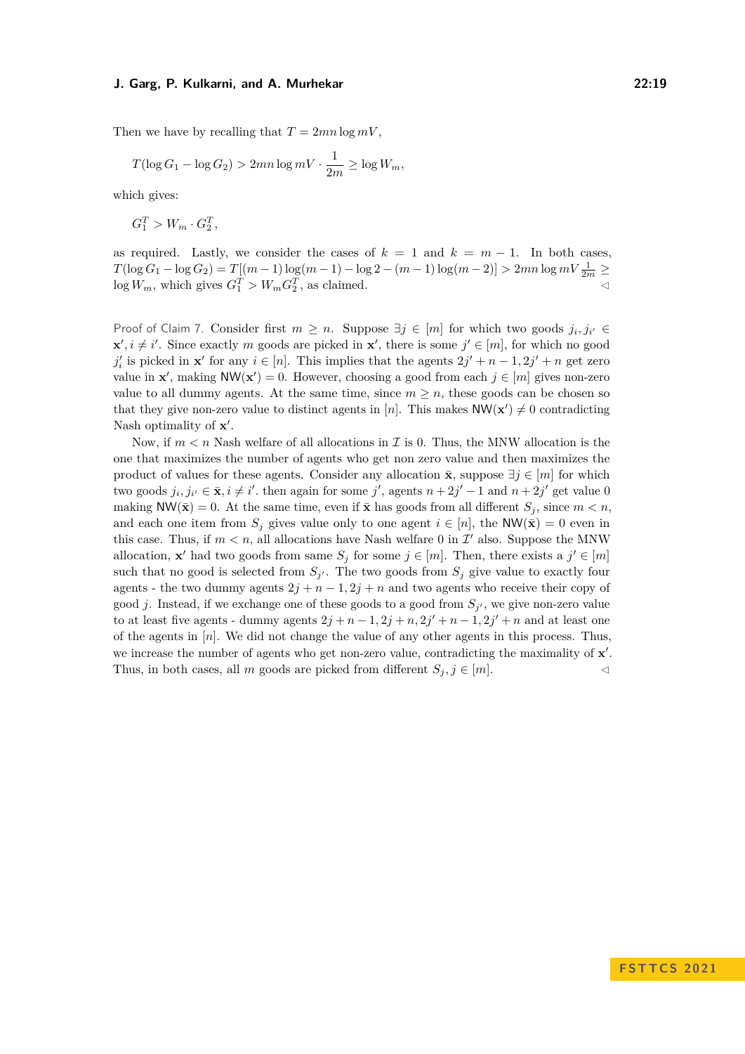Then we have by recalling that $T = 2mn \log mV$,

$$T(\log G_1 - \log G_2) > 2mn \log mV \cdot \frac{1}{2m} \geq \log W_m,$$

which gives:

$$G_1^T > W_m \cdot G_2^T,$$

as required. Lastly, we consider the cases of $k = 1$ and $k = m - 1$. In both cases, $T(\log G_1 - \log G_2) = T[(m-1)\log(m-1) - \log 2 - (m-1)\log(m-2)] > 2mn \log mV \frac{1}{2m} \geq \log W_m$, which gives $G_1^T > W_m G_2^T$, as claimed. ◁

Proof of Claim 7. Consider first $m \geq n$. Suppose $\exists j \in [m]$ for which two goods $j_i, j_{i'} \in \mathbf{x}', i \neq i'$. Since exactly $m$ goods are picked in $\mathbf{x}'$, there is some $j' \in [m]$, for which no good $j'_i$ is picked in $\mathbf{x}'$ for any $i \in [n]$. This implies that the agents $2j' + n - 1, 2j' + n$ get zero value in $\mathbf{x}'$, making $\mathsf{NW}(\mathbf{x}') = 0$. However, choosing a good from each $j \in [m]$ gives non-zero value to all dummy agents. At the same time, since $m \geq n$, these goods can be chosen so that they give non-zero value to distinct agents in $[n]$. This makes $\mathsf{NW}(\mathbf{x}') \neq 0$ contradicting Nash optimality of $\mathbf{x}'$.

Now, if $m < n$ Nash welfare of all allocations in $\mathcal{I}$ is 0. Thus, the MNW allocation is the one that maximizes the number of agents who get non zero value and then maximizes the product of values for these agents. Consider any allocation $\bar{\mathbf{x}}$, suppose $\exists j \in [m]$ for which two goods $j_i, j_{i'} \in \bar{\mathbf{x}}, i \neq i'$. then again for some $j'$, agents $n + 2j' - 1$ and $n + 2j'$ get value 0 making $\mathsf{NW}(\bar{\mathbf{x}}) = 0$. At the same time, even if $\bar{\mathbf{x}}$ has goods from all different $S_j$, since $m < n$, and each one item from $S_j$ gives value only to one agent $i \in [n]$, the $\mathsf{NW}(\bar{\mathbf{x}}) = 0$ even in this case. Thus, if $m < n$, all allocations have Nash welfare 0 in $\mathcal{I}'$ also. Suppose the MNW allocation, $\mathbf{x}'$ had two goods from same $S_j$ for some $j \in [m]$. Then, there exists a $j' \in [m]$ such that no good is selected from $S_{j'}$. The two goods from $S_j$ give value to exactly four agents - the two dummy agents $2j + n - 1, 2j + n$ and two agents who receive their copy of good $j$. Instead, if we exchange one of these goods to a good from $S_{j'}$, we give non-zero value to at least five agents - dummy agents $2j + n - 1, 2j + n, 2j' + n - 1, 2j' + n$ and at least one of the agents in $[n]$. We did not change the value of any other agents in this process. Thus, we increase the number of agents who get non-zero value, contradicting the maximality of $\mathbf{x}'$. Thus, in both cases, all $m$ goods are picked from different $S_j, j \in [m]$. ◁